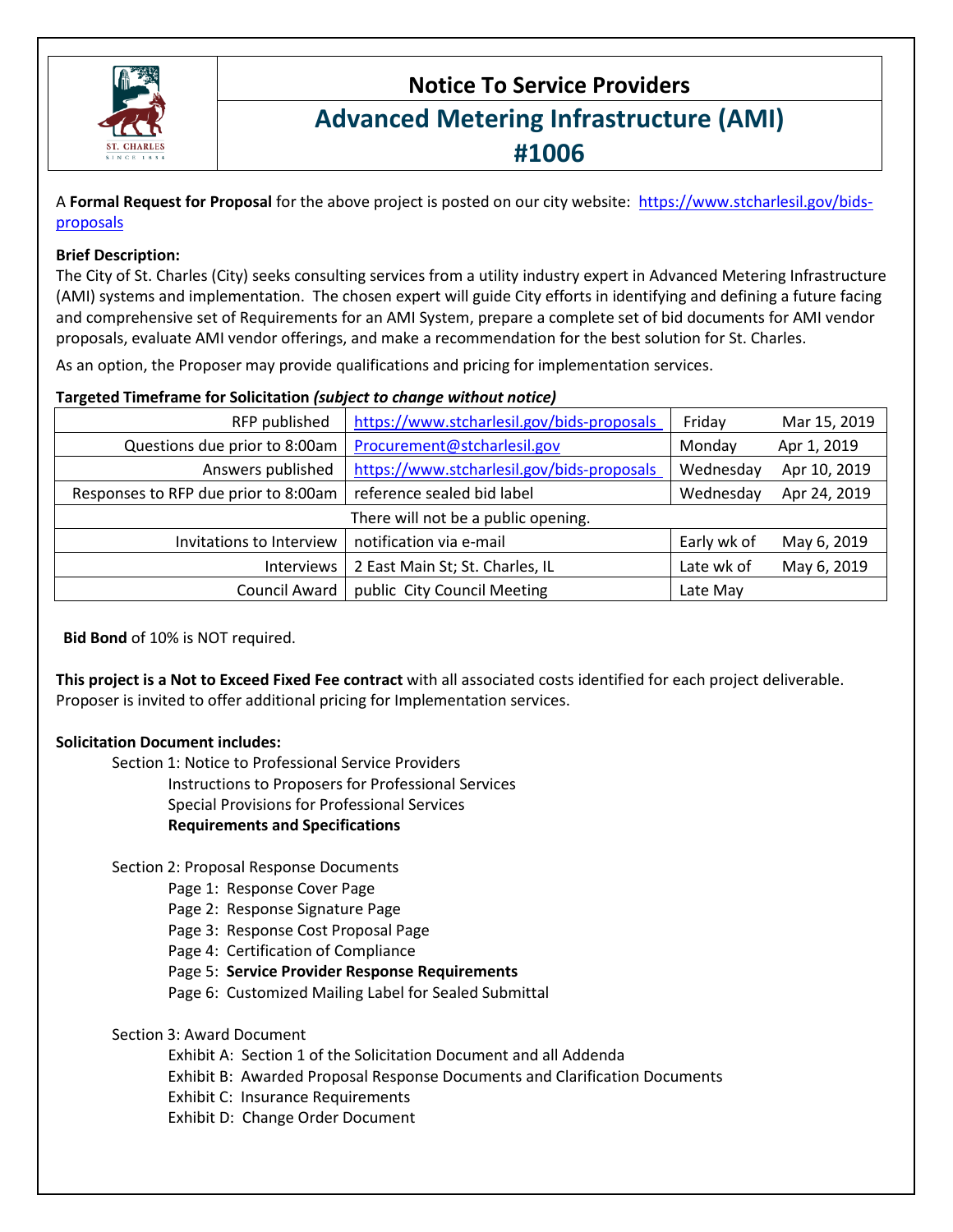# Notice To Service Providers

## Advanced Metering Infrastructure (AMI) #1006

A **Formal Request for Proposal** for the above project is posted on our city website: https://www.stcharlesil.gov/bids-proposals

**Brief Description:**
The City of St. Charles (City) seeks consulting services from a utility industry expert in Advanced Metering Infrastructure (AMI) systems and implementation. The chosen expert will guide City efforts in identifying and defining a future facing and comprehensive set of Requirements for an AMI System, prepare a complete set of bid documents for AMI vendor proposals, evaluate AMI vendor offerings, and make a recommendation for the best solution for St. Charles.

As an option, the Proposer may provide qualifications and pricing for implementation services.

**Targeted Timeframe for Solicitation** ***(subject to change without notice)***

| | | | |
|---|---|---|---|
| RFP published | https://www.stcharlesil.gov/bids-proposals | Friday | Mar 15, 2019 |
| Questions due prior to 8:00am | Procurement@stcharlesil.gov | Monday | Apr 1, 2019 |
| Answers published | https://www.stcharlesil.gov/bids-proposals | Wednesday | Apr 10, 2019 |
| Responses to RFP due prior to 8:00am | reference sealed bid label | Wednesday | Apr 24, 2019 |
| There will not be a public opening. | | | |
| Invitations to Interview | notification via e-mail | Early wk of | May 6, 2019 |
| Interviews | 2 East Main St; St. Charles, IL | Late wk of | May 6, 2019 |
| Council Award | public City Council Meeting | Late May | |

**Bid Bond** of 10% is NOT required.

**This project is a Not to Exceed Fixed Fee contract** with all associated costs identified for each project deliverable. Proposer is invited to offer additional pricing for Implementation services.

**Solicitation Document includes:**

- Section 1: Notice to Professional Service Providers
  - Instructions to Proposers for Professional Services
  - Special Provisions for Professional Services
  - **Requirements and Specifications**
- Section 2: Proposal Response Documents
  - Page 1: Response Cover Page
  - Page 2: Response Signature Page
  - Page 3: Response Cost Proposal Page
  - Page 4: Certification of Compliance
  - Page 5: **Service Provider Response Requirements**
  - Page 6: Customized Mailing Label for Sealed Submittal
- Section 3: Award Document
  - Exhibit A: Section 1 of the Solicitation Document and all Addenda
  - Exhibit B: Awarded Proposal Response Documents and Clarification Documents
  - Exhibit C: Insurance Requirements
  - Exhibit D: Change Order Document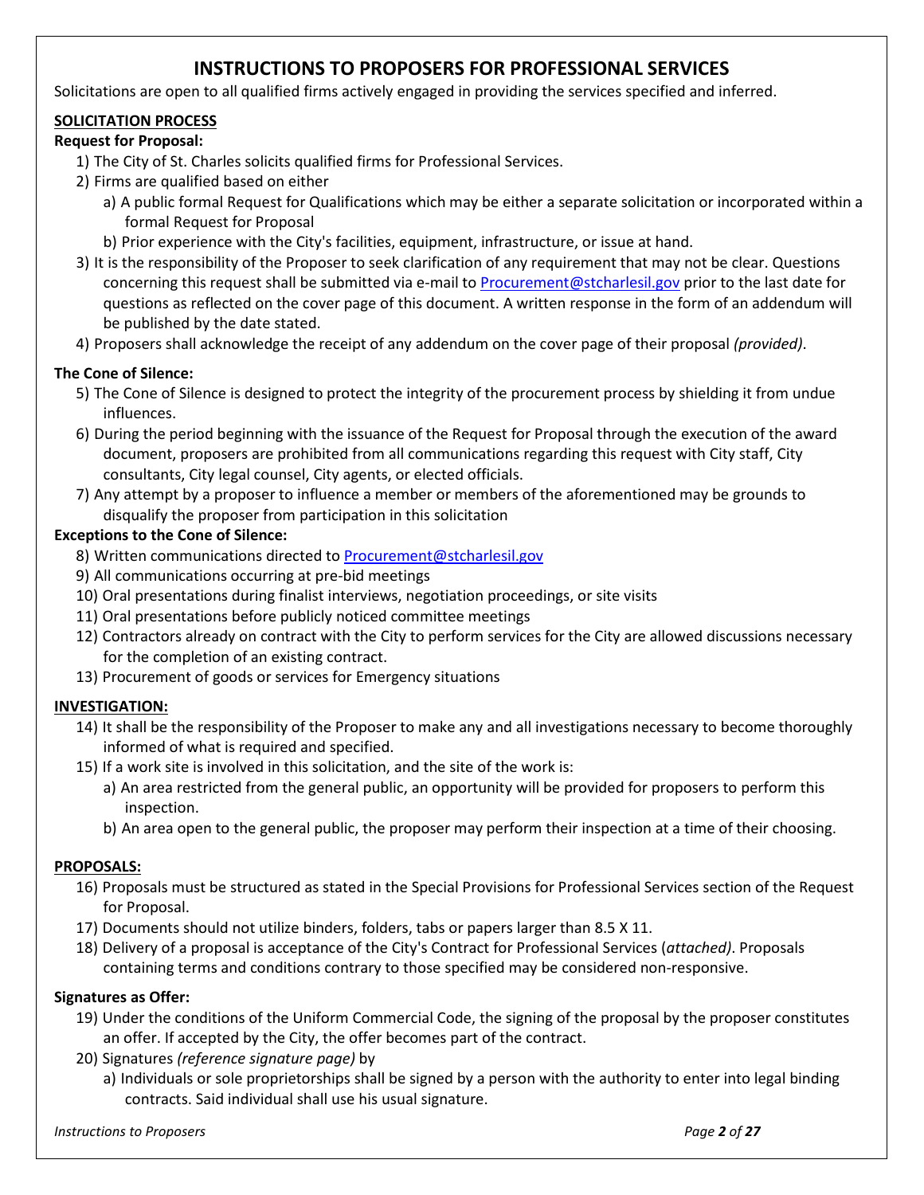# INSTRUCTIONS TO PROPOSERS FOR PROFESSIONAL SERVICES

Solicitations are open to all qualified firms actively engaged in providing the services specified and inferred.

## SOLICITATION PROCESS

**Request for Proposal:**

1) The City of St. Charles solicits qualified firms for Professional Services.
2) Firms are qualified based on either
   a) A public formal Request for Qualifications which may be either a separate solicitation or incorporated within a formal Request for Proposal
   b) Prior experience with the City's facilities, equipment, infrastructure, or issue at hand.
3) It is the responsibility of the Proposer to seek clarification of any requirement that may not be clear. Questions concerning this request shall be submitted via e-mail to Procurement@stcharlesil.gov prior to the last date for questions as reflected on the cover page of this document. A written response in the form of an addendum will be published by the date stated.
4) Proposers shall acknowledge the receipt of any addendum on the cover page of their proposal *(provided)*.

**The Cone of Silence:**

5) The Cone of Silence is designed to protect the integrity of the procurement process by shielding it from undue influences.
6) During the period beginning with the issuance of the Request for Proposal through the execution of the award document, proposers are prohibited from all communications regarding this request with City staff, City consultants, City legal counsel, City agents, or elected officials.
7) Any attempt by a proposer to influence a member or members of the aforementioned may be grounds to disqualify the proposer from participation in this solicitation

**Exceptions to the Cone of Silence:**

8) Written communications directed to Procurement@stcharlesil.gov
9) All communications occurring at pre-bid meetings
10) Oral presentations during finalist interviews, negotiation proceedings, or site visits
11) Oral presentations before publicly noticed committee meetings
12) Contractors already on contract with the City to perform services for the City are allowed discussions necessary for the completion of an existing contract.
13) Procurement of goods or services for Emergency situations

## INVESTIGATION:

14) It shall be the responsibility of the Proposer to make any and all investigations necessary to become thoroughly informed of what is required and specified.
15) If a work site is involved in this solicitation, and the site of the work is:
    a) An area restricted from the general public, an opportunity will be provided for proposers to perform this inspection.
    b) An area open to the general public, the proposer may perform their inspection at a time of their choosing.

## PROPOSALS:

16) Proposals must be structured as stated in the Special Provisions for Professional Services section of the Request for Proposal.
17) Documents should not utilize binders, folders, tabs or papers larger than 8.5 X 11.
18) Delivery of a proposal is acceptance of the City's Contract for Professional Services (*attached)*. Proposals containing terms and conditions contrary to those specified may be considered non-responsive.

**Signatures as Offer:**

19) Under the conditions of the Uniform Commercial Code, the signing of the proposal by the proposer constitutes an offer. If accepted by the City, the offer becomes part of the contract.
20) Signatures *(reference signature page)* by
    a) Individuals or sole proprietorships shall be signed by a person with the authority to enter into legal binding contracts. Said individual shall use his usual signature.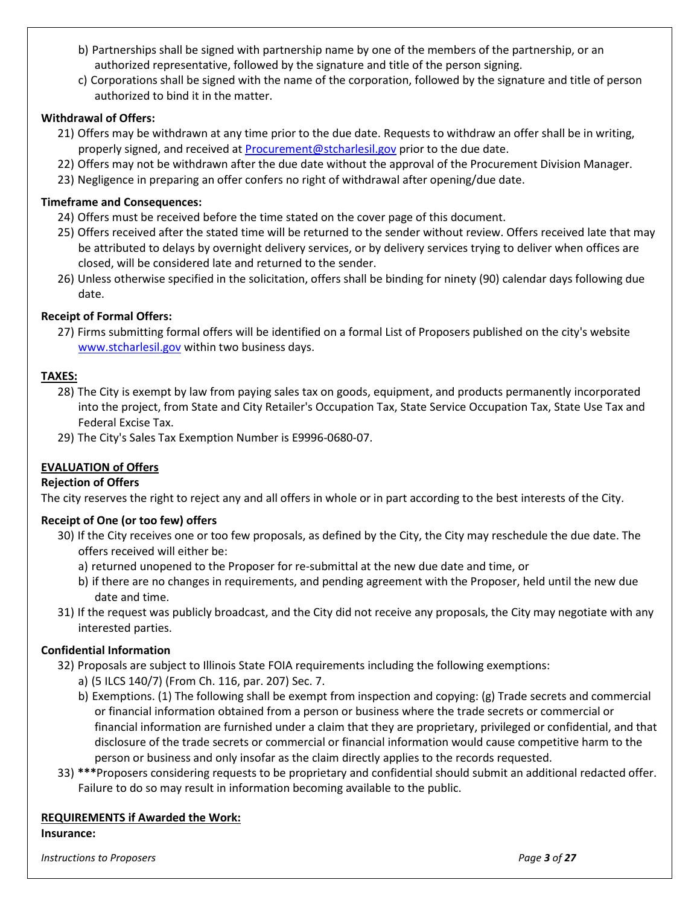b) Partnerships shall be signed with partnership name by one of the members of the partnership, or an authorized representative, followed by the signature and title of the person signing.

c) Corporations shall be signed with the name of the corporation, followed by the signature and title of person authorized to bind it in the matter.

**Withdrawal of Offers:**

21) Offers may be withdrawn at any time prior to the due date. Requests to withdraw an offer shall be in writing, properly signed, and received at Procurement@stcharlesil.gov prior to the due date.

22) Offers may not be withdrawn after the due date without the approval of the Procurement Division Manager.

23) Negligence in preparing an offer confers no right of withdrawal after opening/due date.

**Timeframe and Consequences:**

24) Offers must be received before the time stated on the cover page of this document.

25) Offers received after the stated time will be returned to the sender without review. Offers received late that may be attributed to delays by overnight delivery services, or by delivery services trying to deliver when offices are closed, will be considered late and returned to the sender.

26) Unless otherwise specified in the solicitation, offers shall be binding for ninety (90) calendar days following due date.

**Receipt of Formal Offers:**

27) Firms submitting formal offers will be identified on a formal List of Proposers published on the city's website www.stcharlesil.gov within two business days.

## TAXES:

28) The City is exempt by law from paying sales tax on goods, equipment, and products permanently incorporated into the project, from State and City Retailer's Occupation Tax, State Service Occupation Tax, State Use Tax and Federal Excise Tax.

29) The City's Sales Tax Exemption Number is E9996-0680-07.

## EVALUATION of Offers

**Rejection of Offers**

The city reserves the right to reject any and all offers in whole or in part according to the best interests of the City.

**Receipt of One (or too few) offers**

30) If the City receives one or too few proposals, as defined by the City, the City may reschedule the due date. The offers received will either be:

a) returned unopened to the Proposer for re-submittal at the new due date and time, or

b) if there are no changes in requirements, and pending agreement with the Proposer, held until the new due date and time.

31) If the request was publicly broadcast, and the City did not receive any proposals, the City may negotiate with any interested parties.

**Confidential Information**

32) Proposals are subject to Illinois State FOIA requirements including the following exemptions:

a) (5 ILCS 140/7) (From Ch. 116, par. 207) Sec. 7.

b) Exemptions. (1) The following shall be exempt from inspection and copying: (g) Trade secrets and commercial or financial information obtained from a person or business where the trade secrets or commercial or financial information are furnished under a claim that they are proprietary, privileged or confidential, and that disclosure of the trade secrets or commercial or financial information would cause competitive harm to the person or business and only insofar as the claim directly applies to the records requested.

33) **\*\*\***Proposers considering requests to be proprietary and confidential should submit an additional redacted offer. Failure to do so may result in information becoming available to the public.

## REQUIREMENTS if Awarded the Work:

**Insurance:**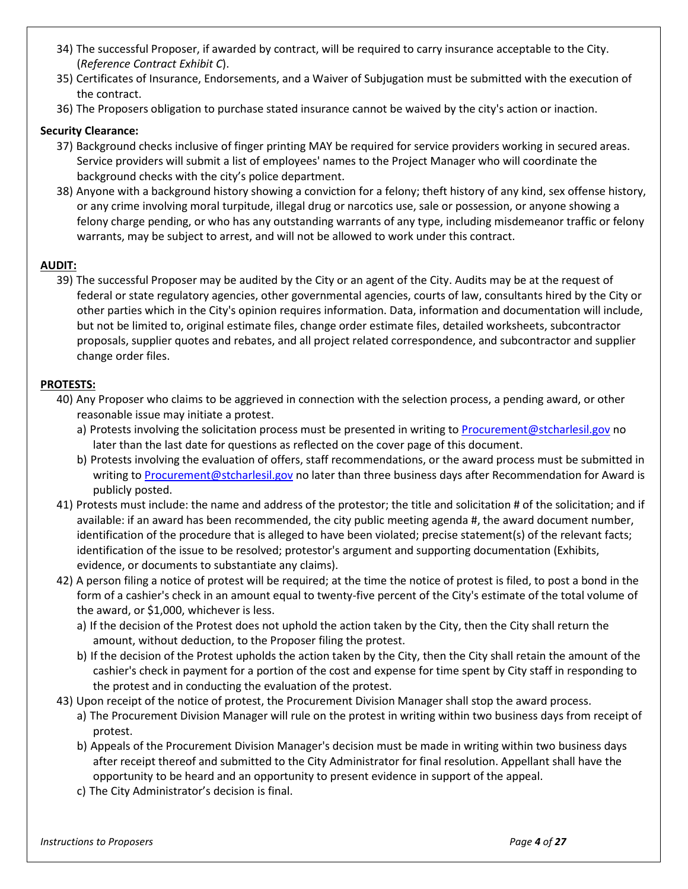34) The successful Proposer, if awarded by contract, will be required to carry insurance acceptable to the City. (*Reference Contract Exhibit C*).
35) Certificates of Insurance, Endorsements, and a Waiver of Subjugation must be submitted with the execution of the contract.
36) The Proposers obligation to purchase stated insurance cannot be waived by the city's action or inaction.

**Security Clearance:**

37) Background checks inclusive of finger printing MAY be required for service providers working in secured areas. Service providers will submit a list of employees' names to the Project Manager who will coordinate the background checks with the city's police department.
38) Anyone with a background history showing a conviction for a felony; theft history of any kind, sex offense history, or any crime involving moral turpitude, illegal drug or narcotics use, sale or possession, or anyone showing a felony charge pending, or who has any outstanding warrants of any type, including misdemeanor traffic or felony warrants, may be subject to arrest, and will not be allowed to work under this contract.

**AUDIT:**

39) The successful Proposer may be audited by the City or an agent of the City. Audits may be at the request of federal or state regulatory agencies, other governmental agencies, courts of law, consultants hired by the City or other parties which in the City's opinion requires information. Data, information and documentation will include, but not be limited to, original estimate files, change order estimate files, detailed worksheets, subcontractor proposals, supplier quotes and rebates, and all project related correspondence, and subcontractor and supplier change order files.

**PROTESTS:**

40) Any Proposer who claims to be aggrieved in connection with the selection process, a pending award, or other reasonable issue may initiate a protest.
    a) Protests involving the solicitation process must be presented in writing to Procurement@stcharlesil.gov no later than the last date for questions as reflected on the cover page of this document.
    b) Protests involving the evaluation of offers, staff recommendations, or the award process must be submitted in writing to Procurement@stcharlesil.gov no later than three business days after Recommendation for Award is publicly posted.
41) Protests must include: the name and address of the protestor; the title and solicitation # of the solicitation; and if available: if an award has been recommended, the city public meeting agenda #, the award document number, identification of the procedure that is alleged to have been violated; precise statement(s) of the relevant facts; identification of the issue to be resolved; protestor's argument and supporting documentation (Exhibits, evidence, or documents to substantiate any claims).
42) A person filing a notice of protest will be required; at the time the notice of protest is filed, to post a bond in the form of a cashier's check in an amount equal to twenty-five percent of the City's estimate of the total volume of the award, or $1,000, whichever is less.
    a) If the decision of the Protest does not uphold the action taken by the City, then the City shall return the amount, without deduction, to the Proposer filing the protest.
    b) If the decision of the Protest upholds the action taken by the City, then the City shall retain the amount of the cashier's check in payment for a portion of the cost and expense for time spent by City staff in responding to the protest and in conducting the evaluation of the protest.
43) Upon receipt of the notice of protest, the Procurement Division Manager shall stop the award process.
    a) The Procurement Division Manager will rule on the protest in writing within two business days from receipt of protest.
    b) Appeals of the Procurement Division Manager's decision must be made in writing within two business days after receipt thereof and submitted to the City Administrator for final resolution. Appellant shall have the opportunity to be heard and an opportunity to present evidence in support of the appeal.
    c) The City Administrator's decision is final.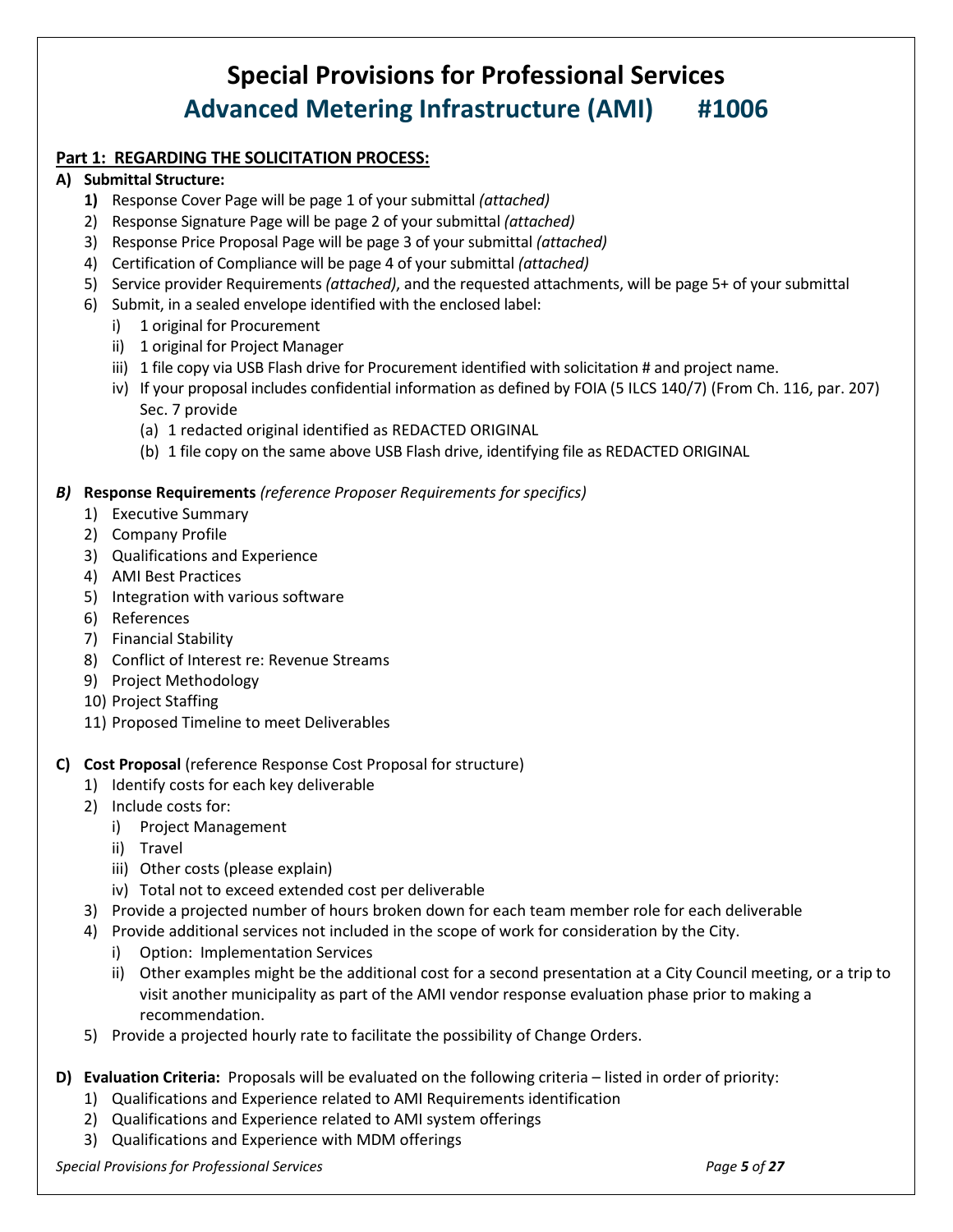# Special Provisions for Professional Services

## Advanced Metering Infrastructure (AMI) #1006

**Part 1: REGARDING THE SOLICITATION PROCESS:**

**A) Submittal Structure:**

1) Response Cover Page will be page 1 of your submittal *(attached)*
2) Response Signature Page will be page 2 of your submittal *(attached)*
3) Response Price Proposal Page will be page 3 of your submittal *(attached)*
4) Certification of Compliance will be page 4 of your submittal *(attached)*
5) Service provider Requirements *(attached)*, and the requested attachments, will be page 5+ of your submittal
6) Submit, in a sealed envelope identified with the enclosed label:
   i) 1 original for Procurement
   ii) 1 original for Project Manager
   iii) 1 file copy via USB Flash drive for Procurement identified with solicitation # and project name.
   iv) If your proposal includes confidential information as defined by FOIA (5 ILCS 140/7) (From Ch. 116, par. 207) Sec. 7 provide
      (a) 1 redacted original identified as REDACTED ORIGINAL
      (b) 1 file copy on the same above USB Flash drive, identifying file as REDACTED ORIGINAL

***B)*** **Response Requirements** *(reference Proposer Requirements for specifics)*

1) Executive Summary
2) Company Profile
3) Qualifications and Experience
4) AMI Best Practices
5) Integration with various software
6) References
7) Financial Stability
8) Conflict of Interest re: Revenue Streams
9) Project Methodology
10) Project Staffing
11) Proposed Timeline to meet Deliverables

**C) Cost Proposal** (reference Response Cost Proposal for structure)

1) Identify costs for each key deliverable
2) Include costs for:
   i) Project Management
   ii) Travel
   iii) Other costs (please explain)
   iv) Total not to exceed extended cost per deliverable
3) Provide a projected number of hours broken down for each team member role for each deliverable
4) Provide additional services not included in the scope of work for consideration by the City.
   i) Option: Implementation Services
   ii) Other examples might be the additional cost for a second presentation at a City Council meeting, or a trip to visit another municipality as part of the AMI vendor response evaluation phase prior to making a recommendation.
5) Provide a projected hourly rate to facilitate the possibility of Change Orders.

**D) Evaluation Criteria:** Proposals will be evaluated on the following criteria – listed in order of priority:

1) Qualifications and Experience related to AMI Requirements identification
2) Qualifications and Experience related to AMI system offerings
3) Qualifications and Experience with MDM offerings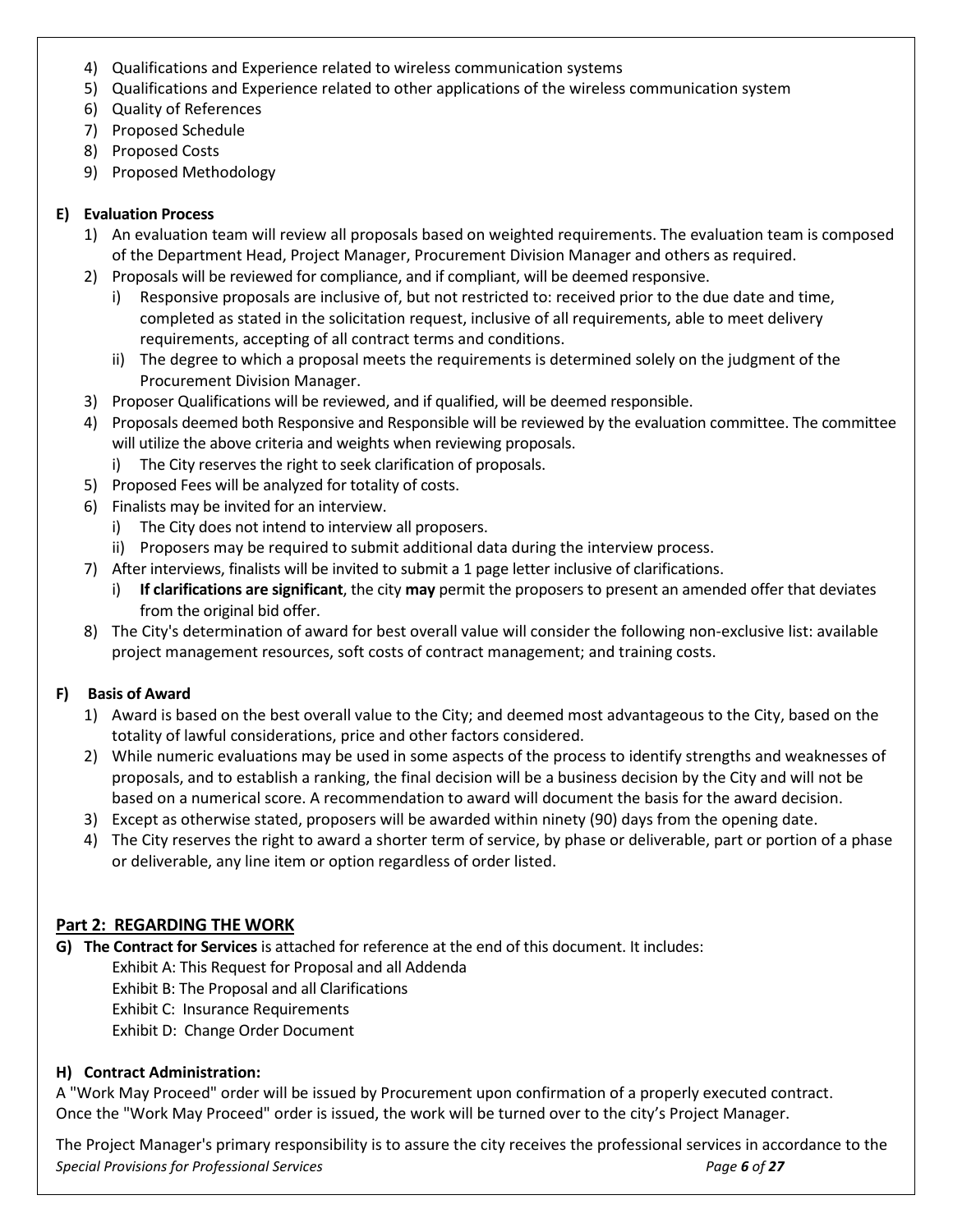4) Qualifications and Experience related to wireless communication systems
5) Qualifications and Experience related to other applications of the wireless communication system
6) Quality of References
7) Proposed Schedule
8) Proposed Costs
9) Proposed Methodology

**E) Evaluation Process**

1) An evaluation team will review all proposals based on weighted requirements. The evaluation team is composed of the Department Head, Project Manager, Procurement Division Manager and others as required.
2) Proposals will be reviewed for compliance, and if compliant, will be deemed responsive.
   i) Responsive proposals are inclusive of, but not restricted to: received prior to the due date and time, completed as stated in the solicitation request, inclusive of all requirements, able to meet delivery requirements, accepting of all contract terms and conditions.
   ii) The degree to which a proposal meets the requirements is determined solely on the judgment of the Procurement Division Manager.
3) Proposer Qualifications will be reviewed, and if qualified, will be deemed responsible.
4) Proposals deemed both Responsive and Responsible will be reviewed by the evaluation committee. The committee will utilize the above criteria and weights when reviewing proposals.
   i) The City reserves the right to seek clarification of proposals.
5) Proposed Fees will be analyzed for totality of costs.
6) Finalists may be invited for an interview.
   i) The City does not intend to interview all proposers.
   ii) Proposers may be required to submit additional data during the interview process.
7) After interviews, finalists will be invited to submit a 1 page letter inclusive of clarifications.
   i) **If clarifications are significant**, the city **may** permit the proposers to present an amended offer that deviates from the original bid offer.
8) The City's determination of award for best overall value will consider the following non-exclusive list: available project management resources, soft costs of contract management; and training costs.

**F) Basis of Award**

1) Award is based on the best overall value to the City; and deemed most advantageous to the City, based on the totality of lawful considerations, price and other factors considered.
2) While numeric evaluations may be used in some aspects of the process to identify strengths and weaknesses of proposals, and to establish a ranking, the final decision will be a business decision by the City and will not be based on a numerical score. A recommendation to award will document the basis for the award decision.
3) Except as otherwise stated, proposers will be awarded within ninety (90) days from the opening date.
4) The City reserves the right to award a shorter term of service, by phase or deliverable, part or portion of a phase or deliverable, any line item or option regardless of order listed.

## Part 2: REGARDING THE WORK

**G) The Contract for Services** is attached for reference at the end of this document. It includes:

Exhibit A: This Request for Proposal and all Addenda
Exhibit B: The Proposal and all Clarifications
Exhibit C: Insurance Requirements
Exhibit D: Change Order Document

**H) Contract Administration:**

A "Work May Proceed" order will be issued by Procurement upon confirmation of a properly executed contract. Once the "Work May Proceed" order is issued, the work will be turned over to the city's Project Manager.

The Project Manager's primary responsibility is to assure the city receives the professional services in accordance to the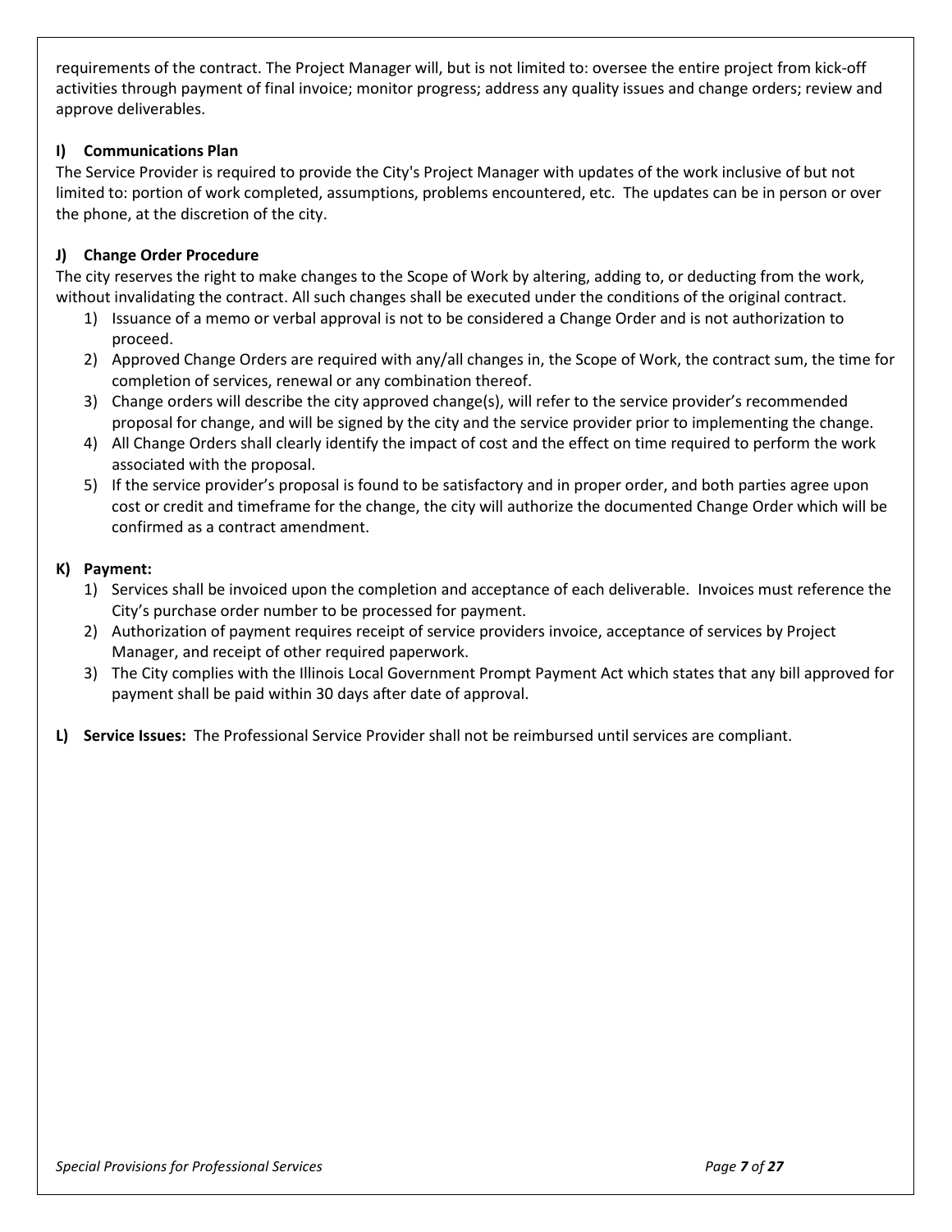requirements of the contract. The Project Manager will, but is not limited to: oversee the entire project from kick-off activities through payment of final invoice; monitor progress; address any quality issues and change orders; review and approve deliverables.

**I) Communications Plan**

The Service Provider is required to provide the City's Project Manager with updates of the work inclusive of but not limited to: portion of work completed, assumptions, problems encountered, etc. The updates can be in person or over the phone, at the discretion of the city.

**J) Change Order Procedure**

The city reserves the right to make changes to the Scope of Work by altering, adding to, or deducting from the work, without invalidating the contract. All such changes shall be executed under the conditions of the original contract.

1) Issuance of a memo or verbal approval is not to be considered a Change Order and is not authorization to proceed.
2) Approved Change Orders are required with any/all changes in, the Scope of Work, the contract sum, the time for completion of services, renewal or any combination thereof.
3) Change orders will describe the city approved change(s), will refer to the service provider's recommended proposal for change, and will be signed by the city and the service provider prior to implementing the change.
4) All Change Orders shall clearly identify the impact of cost and the effect on time required to perform the work associated with the proposal.
5) If the service provider's proposal is found to be satisfactory and in proper order, and both parties agree upon cost or credit and timeframe for the change, the city will authorize the documented Change Order which will be confirmed as a contract amendment.

**K) Payment:**

1) Services shall be invoiced upon the completion and acceptance of each deliverable. Invoices must reference the City's purchase order number to be processed for payment.
2) Authorization of payment requires receipt of service providers invoice, acceptance of services by Project Manager, and receipt of other required paperwork.
3) The City complies with the Illinois Local Government Prompt Payment Act which states that any bill approved for payment shall be paid within 30 days after date of approval.

**L) Service Issues:** The Professional Service Provider shall not be reimbursed until services are compliant.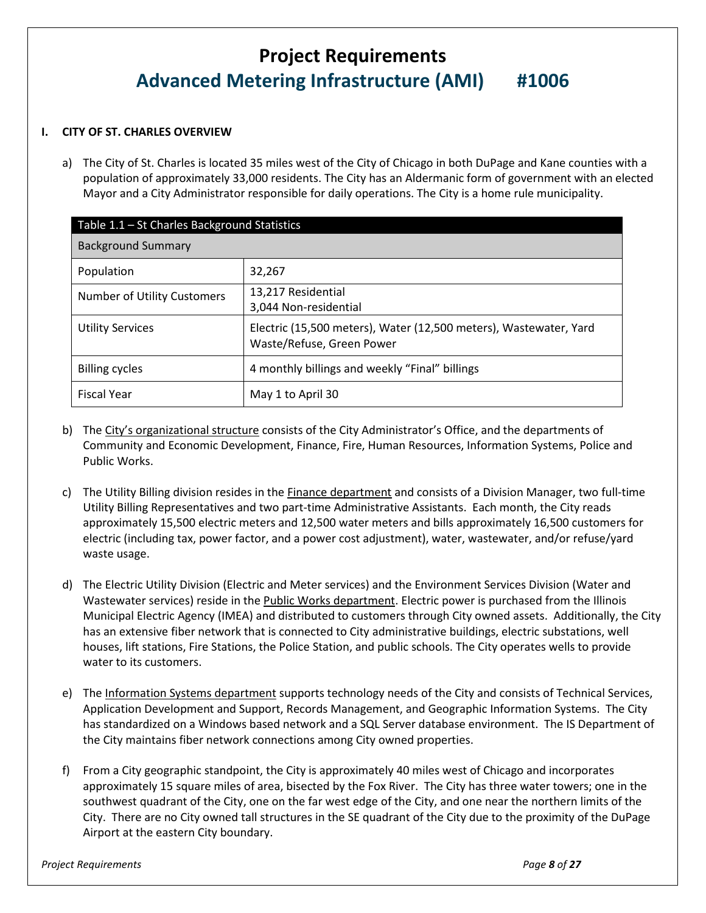# Project Requirements

## Advanced Metering Infrastructure (AMI) #1006

### I. CITY OF ST. CHARLES OVERVIEW

a) The City of St. Charles is located 35 miles west of the City of Chicago in both DuPage and Kane counties with a population of approximately 33,000 residents. The City has an Aldermanic form of government with an elected Mayor and a City Administrator responsible for daily operations. The City is a home rule municipality.

| Table 1.1 – St Charles Background Statistics | |
|---|---|
| **Background Summary** | |
| Population | 32,267 |
| Number of Utility Customers | 13,217 Residential<br>3,044 Non-residential |
| Utility Services | Electric (15,500 meters), Water (12,500 meters), Wastewater, Yard Waste/Refuse, Green Power |
| Billing cycles | 4 monthly billings and weekly "Final" billings |
| Fiscal Year | May 1 to April 30 |

b) The City's organizational structure consists of the City Administrator's Office, and the departments of Community and Economic Development, Finance, Fire, Human Resources, Information Systems, Police and Public Works.

c) The Utility Billing division resides in the Finance department and consists of a Division Manager, two full-time Utility Billing Representatives and two part-time Administrative Assistants. Each month, the City reads approximately 15,500 electric meters and 12,500 water meters and bills approximately 16,500 customers for electric (including tax, power factor, and a power cost adjustment), water, wastewater, and/or refuse/yard waste usage.

d) The Electric Utility Division (Electric and Meter services) and the Environment Services Division (Water and Wastewater services) reside in the Public Works department. Electric power is purchased from the Illinois Municipal Electric Agency (IMEA) and distributed to customers through City owned assets. Additionally, the City has an extensive fiber network that is connected to City administrative buildings, electric substations, well houses, lift stations, Fire Stations, the Police Station, and public schools. The City operates wells to provide water to its customers.

e) The Information Systems department supports technology needs of the City and consists of Technical Services, Application Development and Support, Records Management, and Geographic Information Systems. The City has standardized on a Windows based network and a SQL Server database environment. The IS Department of the City maintains fiber network connections among City owned properties.

f) From a City geographic standpoint, the City is approximately 40 miles west of Chicago and incorporates approximately 15 square miles of area, bisected by the Fox River. The City has three water towers; one in the southwest quadrant of the City, one on the far west edge of the City, and one near the northern limits of the City. There are no City owned tall structures in the SE quadrant of the City due to the proximity of the DuPage Airport at the eastern City boundary.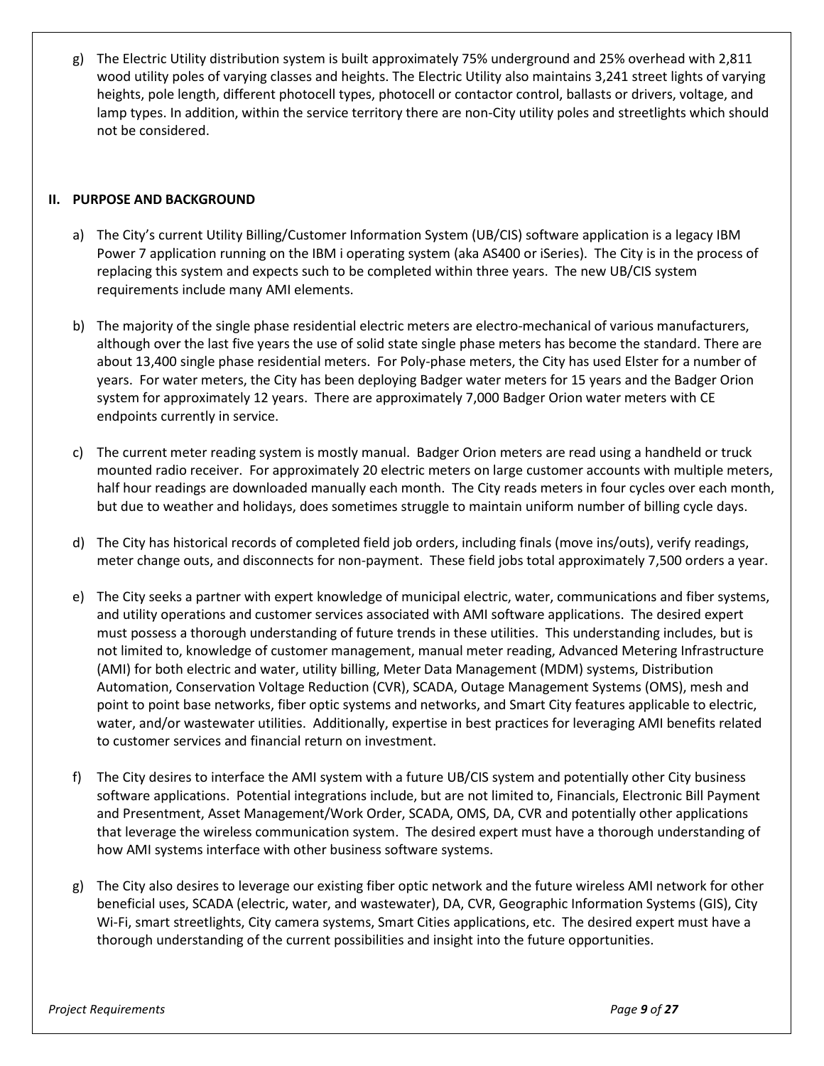g) The Electric Utility distribution system is built approximately 75% underground and 25% overhead with 2,811 wood utility poles of varying classes and heights. The Electric Utility also maintains 3,241 street lights of varying heights, pole length, different photocell types, photocell or contactor control, ballasts or drivers, voltage, and lamp types. In addition, within the service territory there are non-City utility poles and streetlights which should not be considered.

## II. PURPOSE AND BACKGROUND

a) The City's current Utility Billing/Customer Information System (UB/CIS) software application is a legacy IBM Power 7 application running on the IBM i operating system (aka AS400 or iSeries). The City is in the process of replacing this system and expects such to be completed within three years. The new UB/CIS system requirements include many AMI elements.

b) The majority of the single phase residential electric meters are electro-mechanical of various manufacturers, although over the last five years the use of solid state single phase meters has become the standard. There are about 13,400 single phase residential meters. For Poly-phase meters, the City has used Elster for a number of years. For water meters, the City has been deploying Badger water meters for 15 years and the Badger Orion system for approximately 12 years. There are approximately 7,000 Badger Orion water meters with CE endpoints currently in service.

c) The current meter reading system is mostly manual. Badger Orion meters are read using a handheld or truck mounted radio receiver. For approximately 20 electric meters on large customer accounts with multiple meters, half hour readings are downloaded manually each month. The City reads meters in four cycles over each month, but due to weather and holidays, does sometimes struggle to maintain uniform number of billing cycle days.

d) The City has historical records of completed field job orders, including finals (move ins/outs), verify readings, meter change outs, and disconnects for non-payment. These field jobs total approximately 7,500 orders a year.

e) The City seeks a partner with expert knowledge of municipal electric, water, communications and fiber systems, and utility operations and customer services associated with AMI software applications. The desired expert must possess a thorough understanding of future trends in these utilities. This understanding includes, but is not limited to, knowledge of customer management, manual meter reading, Advanced Metering Infrastructure (AMI) for both electric and water, utility billing, Meter Data Management (MDM) systems, Distribution Automation, Conservation Voltage Reduction (CVR), SCADA, Outage Management Systems (OMS), mesh and point to point base networks, fiber optic systems and networks, and Smart City features applicable to electric, water, and/or wastewater utilities. Additionally, expertise in best practices for leveraging AMI benefits related to customer services and financial return on investment.

f) The City desires to interface the AMI system with a future UB/CIS system and potentially other City business software applications. Potential integrations include, but are not limited to, Financials, Electronic Bill Payment and Presentment, Asset Management/Work Order, SCADA, OMS, DA, CVR and potentially other applications that leverage the wireless communication system. The desired expert must have a thorough understanding of how AMI systems interface with other business software systems.

g) The City also desires to leverage our existing fiber optic network and the future wireless AMI network for other beneficial uses, SCADA (electric, water, and wastewater), DA, CVR, Geographic Information Systems (GIS), City Wi-Fi, smart streetlights, City camera systems, Smart Cities applications, etc. The desired expert must have a thorough understanding of the current possibilities and insight into the future opportunities.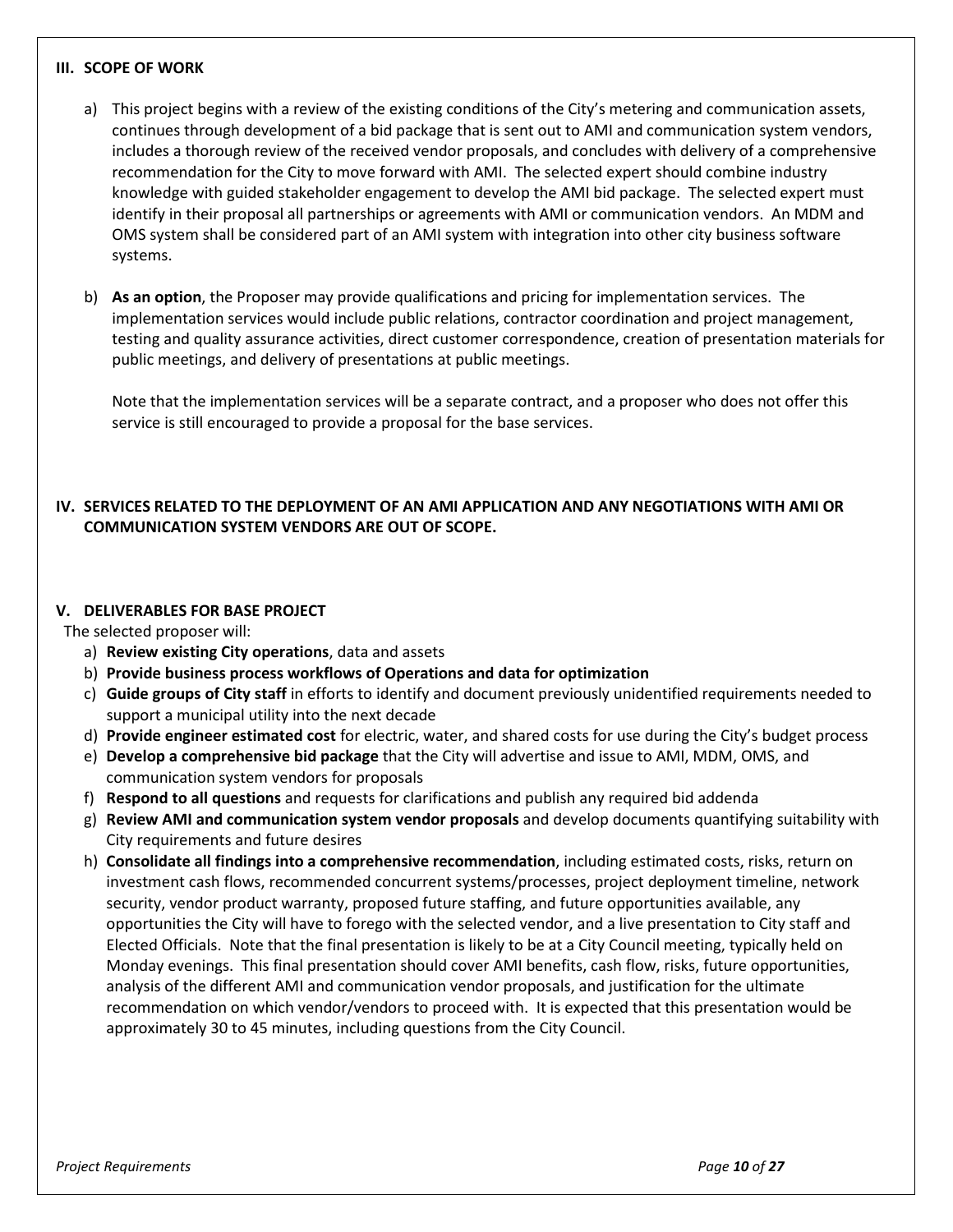## III. SCOPE OF WORK

a) This project begins with a review of the existing conditions of the City's metering and communication assets, continues through development of a bid package that is sent out to AMI and communication system vendors, includes a thorough review of the received vendor proposals, and concludes with delivery of a comprehensive recommendation for the City to move forward with AMI. The selected expert should combine industry knowledge with guided stakeholder engagement to develop the AMI bid package. The selected expert must identify in their proposal all partnerships or agreements with AMI or communication vendors. An MDM and OMS system shall be considered part of an AMI system with integration into other city business software systems.

b) **As an option**, the Proposer may provide qualifications and pricing for implementation services. The implementation services would include public relations, contractor coordination and project management, testing and quality assurance activities, direct customer correspondence, creation of presentation materials for public meetings, and delivery of presentations at public meetings.

   Note that the implementation services will be a separate contract, and a proposer who does not offer this service is still encouraged to provide a proposal for the base services.

## IV. SERVICES RELATED TO THE DEPLOYMENT OF AN AMI APPLICATION AND ANY NEGOTIATIONS WITH AMI OR COMMUNICATION SYSTEM VENDORS ARE OUT OF SCOPE.

## V. DELIVERABLES FOR BASE PROJECT

The selected proposer will:

a) **Review existing City operations**, data and assets
b) **Provide business process workflows of Operations and data for optimization**
c) **Guide groups of City staff** in efforts to identify and document previously unidentified requirements needed to support a municipal utility into the next decade
d) **Provide engineer estimated cost** for electric, water, and shared costs for use during the City's budget process
e) **Develop a comprehensive bid package** that the City will advertise and issue to AMI, MDM, OMS, and communication system vendors for proposals
f) **Respond to all questions** and requests for clarifications and publish any required bid addenda
g) **Review AMI and communication system vendor proposals** and develop documents quantifying suitability with City requirements and future desires
h) **Consolidate all findings into a comprehensive recommendation**, including estimated costs, risks, return on investment cash flows, recommended concurrent systems/processes, project deployment timeline, network security, vendor product warranty, proposed future staffing, and future opportunities available, any opportunities the City will have to forego with the selected vendor, and a live presentation to City staff and Elected Officials. Note that the final presentation is likely to be at a City Council meeting, typically held on Monday evenings. This final presentation should cover AMI benefits, cash flow, risks, future opportunities, analysis of the different AMI and communication vendor proposals, and justification for the ultimate recommendation on which vendor/vendors to proceed with. It is expected that this presentation would be approximately 30 to 45 minutes, including questions from the City Council.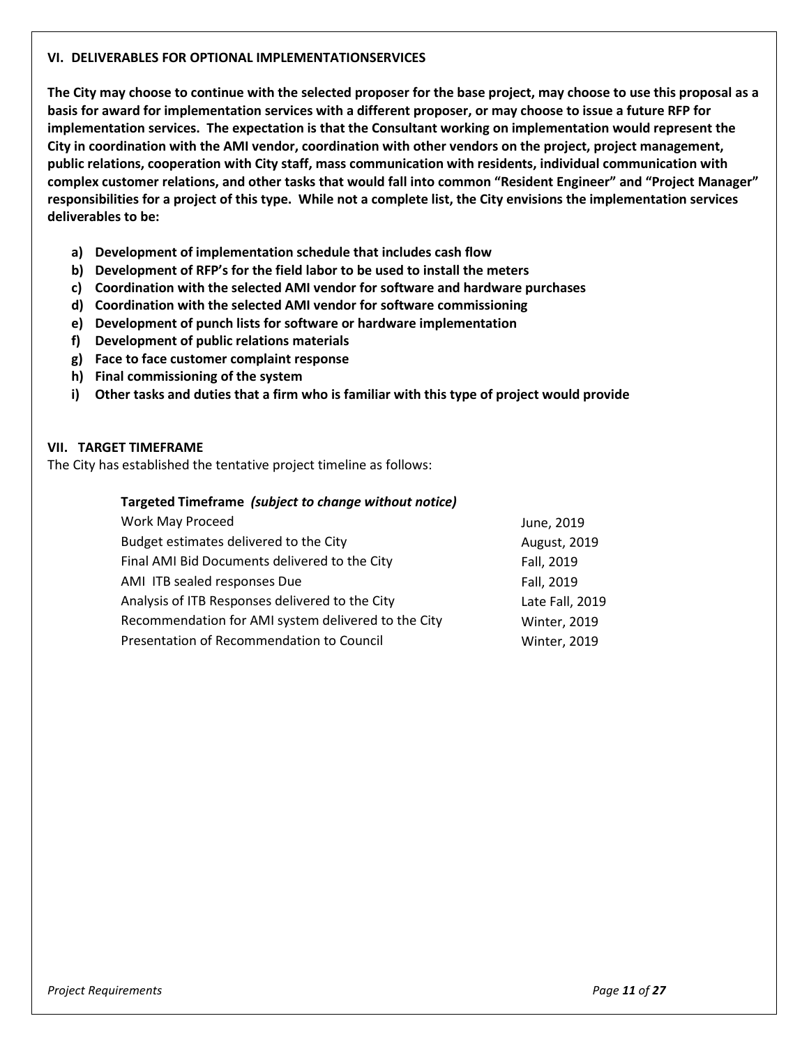## VI. DELIVERABLES FOR OPTIONAL IMPLEMENTATIONSERVICES

**The City may choose to continue with the selected proposer for the base project, may choose to use this proposal as a basis for award for implementation services with a different proposer, or may choose to issue a future RFP for implementation services. The expectation is that the Consultant working on implementation would represent the City in coordination with the AMI vendor, coordination with other vendors on the project, project management, public relations, cooperation with City staff, mass communication with residents, individual communication with complex customer relations, and other tasks that would fall into common "Resident Engineer" and "Project Manager" responsibilities for a project of this type. While not a complete list, the City envisions the implementation services deliverables to be:**

- **a) Development of implementation schedule that includes cash flow**
- **b) Development of RFP's for the field labor to be used to install the meters**
- **c) Coordination with the selected AMI vendor for software and hardware purchases**
- **d) Coordination with the selected AMI vendor for software commissioning**
- **e) Development of punch lists for software or hardware implementation**
- **f) Development of public relations materials**
- **g) Face to face customer complaint response**
- **h) Final commissioning of the system**
- **i) Other tasks and duties that a firm who is familiar with this type of project would provide**

## VII. TARGET TIMEFRAME

The City has established the tentative project timeline as follows:

| **Targeted Timeframe** ***(subject to change without notice)*** | |
|---|---|
| Work May Proceed | June, 2019 |
| Budget estimates delivered to the City | August, 2019 |
| Final AMI Bid Documents delivered to the City | Fall, 2019 |
| AMI ITB sealed responses Due | Fall, 2019 |
| Analysis of ITB Responses delivered to the City | Late Fall, 2019 |
| Recommendation for AMI system delivered to the City | Winter, 2019 |
| Presentation of Recommendation to Council | Winter, 2019 |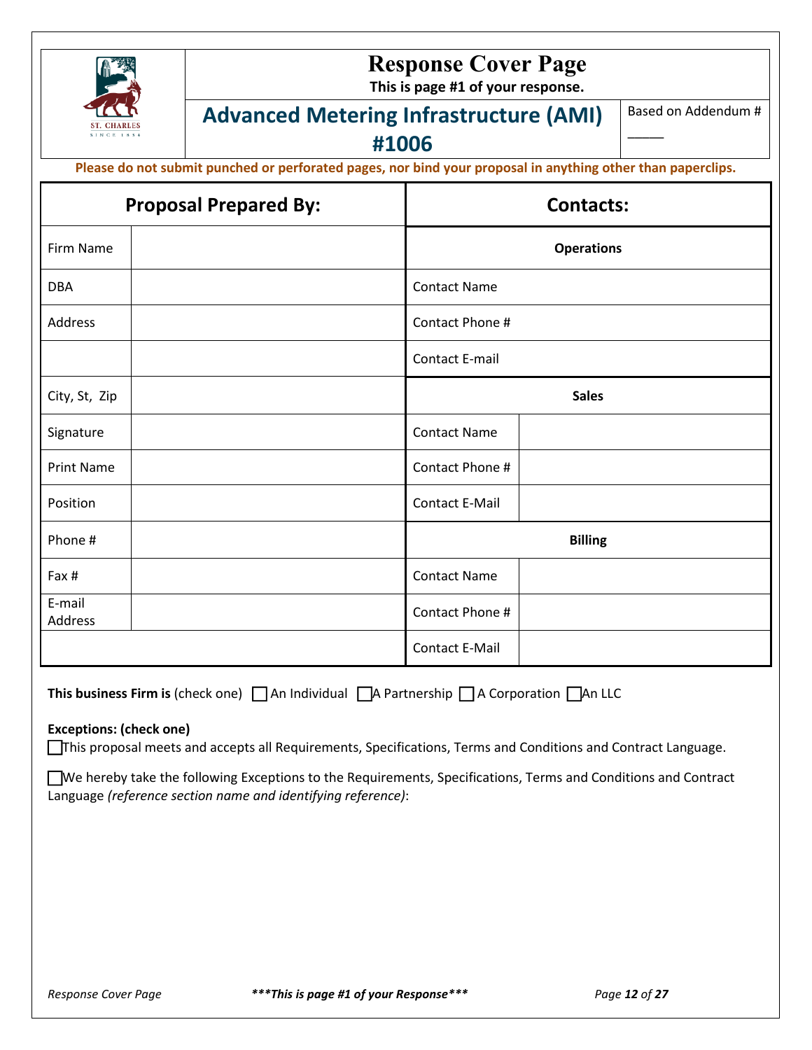# Response Cover Page

**This is page #1 of your response.**

## Advanced Metering Infrastructure (AMI) #1006

Based on Addendum # _____

**Please do not submit punched or perforated pages, nor bind your proposal in anything other than paperclips.**

| **Proposal Prepared By:** | | **Contacts:** | |
|---|---|---|---|
| Firm Name | | **Operations** | |
| DBA | | Contact Name | |
| Address | | Contact Phone # | |
| | | Contact E-mail | |
| City, St, Zip | | **Sales** | |
| Signature | | Contact Name | |
| Print Name | | Contact Phone # | |
| Position | | Contact E-Mail | |
| Phone # | | **Billing** | |
| Fax # | | Contact Name | |
| E-mail Address | | Contact Phone # | |
| | | Contact E-Mail | |

**This business Firm is** (check one) ☐ An Individual ☐ A Partnership ☐ A Corporation ☐ An LLC

**Exceptions: (check one)**

☐ This proposal meets and accepts all Requirements, Specifications, Terms and Conditions and Contract Language.

☐ We hereby take the following Exceptions to the Requirements, Specifications, Terms and Conditions and Contract Language *(reference section name and identifying reference)*: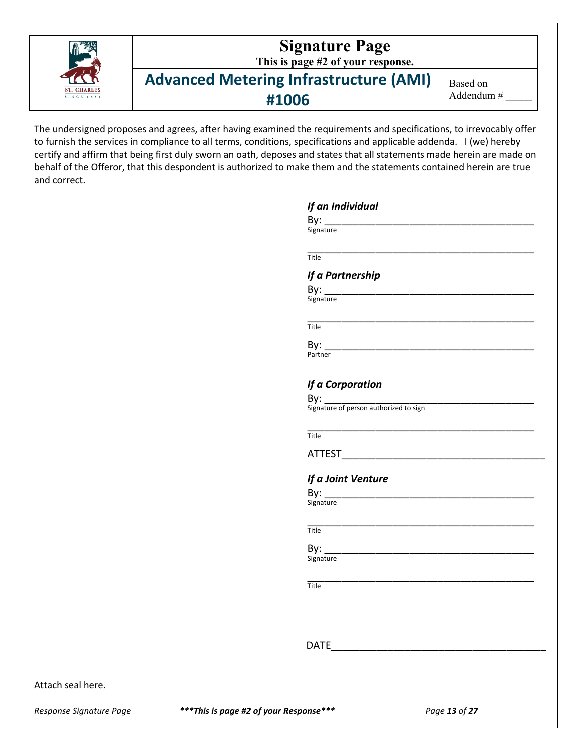# Signature Page

**This is page #2 of your response.**

## Advanced Metering Infrastructure (AMI) #1006

Based on Addendum # _____

The undersigned proposes and agrees, after having examined the requirements and specifications, to irrevocably offer to furnish the services in compliance to all terms, conditions, specifications and applicable addenda. I (we) hereby certify and affirm that being first duly sworn an oath, deposes and states that all statements made herein are made on behalf of the Offeror, that this despondent is authorized to make them and the statements contained herein are true and correct.

***If an Individual***

By: ______________________________________
Signature

______________________________________
Title

***If a Partnership***

By: ______________________________________
Signature

______________________________________
Title

By: ______________________________________
Partner

***If a Corporation***

By: ______________________________________
Signature of person authorized to sign

______________________________________
Title

ATTEST______________________________________

***If a Joint Venture***

By: ______________________________________
Signature

______________________________________
Title

By: ______________________________________
Signature

______________________________________
Title

DATE______________________________________

Attach seal here.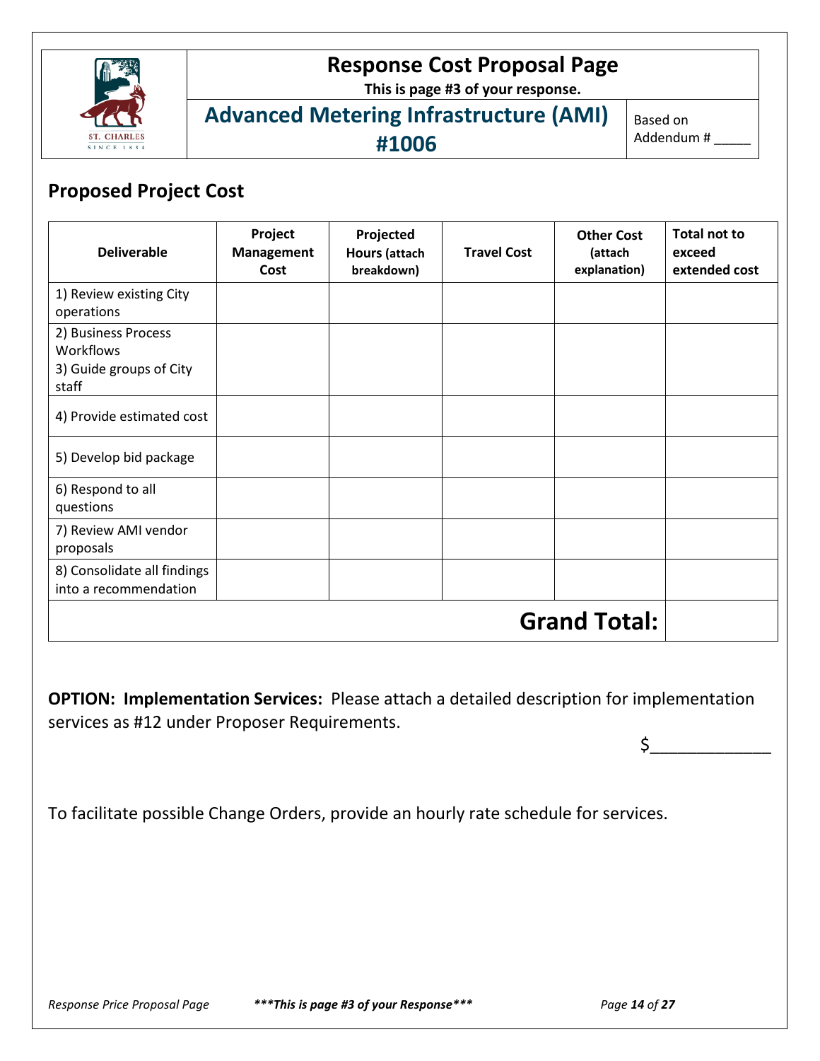# Response Cost Proposal Page

**This is page #3 of your response.**

## Advanced Metering Infrastructure (AMI) #1006

Based on Addendum # _____

## Proposed Project Cost

| Deliverable | Project Management Cost | Projected Hours (attach breakdown) | Travel Cost | Other Cost (attach explanation) | Total not to exceed extended cost |
|---|---|---|---|---|---|
| 1) Review existing City operations | | | | | |
| 2) Business Process Workflows<br>3) Guide groups of City staff | | | | | |
| 4) Provide estimated cost | | | | | |
| 5) Develop bid package | | | | | |
| 6) Respond to all questions | | | | | |
| 7) Review AMI vendor proposals | | | | | |
| 8) Consolidate all findings into a recommendation | | | | | |
| | | | | **Grand Total:** | |

**OPTION: Implementation Services:** Please attach a detailed description for implementation services as #12 under Proposer Requirements.

$_____________

To facilitate possible Change Orders, provide an hourly rate schedule for services.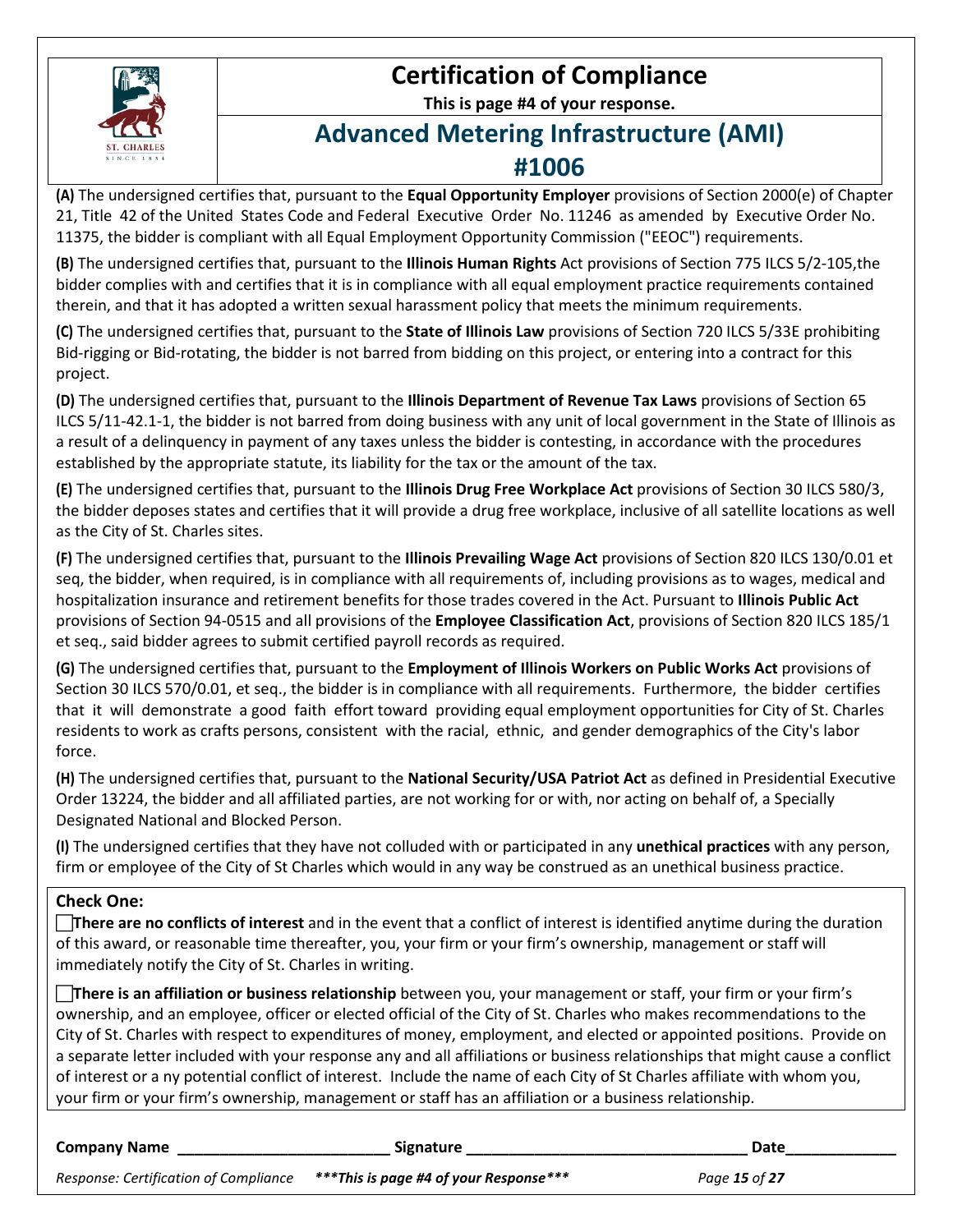# Certification of Compliance

**This is page #4 of your response.**

## Advanced Metering Infrastructure (AMI) #1006

**(A)** The undersigned certifies that, pursuant to the **Equal Opportunity Employer** provisions of Section 2000(e) of Chapter 21, Title 42 of the United States Code and Federal Executive Order No. 11246 as amended by Executive Order No. 11375, the bidder is compliant with all Equal Employment Opportunity Commission ("EEOC") requirements.

**(B)** The undersigned certifies that, pursuant to the **Illinois Human Rights** Act provisions of Section 775 ILCS 5/2-105,the bidder complies with and certifies that it is in compliance with all equal employment practice requirements contained therein, and that it has adopted a written sexual harassment policy that meets the minimum requirements.

**(C)** The undersigned certifies that, pursuant to the **State of Illinois Law** provisions of Section 720 ILCS 5/33E prohibiting Bid-rigging or Bid-rotating, the bidder is not barred from bidding on this project, or entering into a contract for this project.

**(D)** The undersigned certifies that, pursuant to the **Illinois Department of Revenue Tax Laws** provisions of Section 65 ILCS 5/11-42.1-1, the bidder is not barred from doing business with any unit of local government in the State of Illinois as a result of a delinquency in payment of any taxes unless the bidder is contesting, in accordance with the procedures established by the appropriate statute, its liability for the tax or the amount of the tax.

**(E)** The undersigned certifies that, pursuant to the **Illinois Drug Free Workplace Act** provisions of Section 30 ILCS 580/3, the bidder deposes states and certifies that it will provide a drug free workplace, inclusive of all satellite locations as well as the City of St. Charles sites.

**(F)** The undersigned certifies that, pursuant to the **Illinois Prevailing Wage Act** provisions of Section 820 ILCS 130/0.01 et seq, the bidder, when required, is in compliance with all requirements of, including provisions as to wages, medical and hospitalization insurance and retirement benefits for those trades covered in the Act. Pursuant to **Illinois Public Act** provisions of Section 94-0515 and all provisions of the **Employee Classification Act**, provisions of Section 820 ILCS 185/1 et seq., said bidder agrees to submit certified payroll records as required.

**(G)** The undersigned certifies that, pursuant to the **Employment of Illinois Workers on Public Works Act** provisions of Section 30 ILCS 570/0.01, et seq., the bidder is in compliance with all requirements. Furthermore, the bidder certifies that it will demonstrate a good faith effort toward providing equal employment opportunities for City of St. Charles residents to work as crafts persons, consistent with the racial, ethnic, and gender demographics of the City's labor force.

**(H)** The undersigned certifies that, pursuant to the **National Security/USA Patriot Act** as defined in Presidential Executive Order 13224, the bidder and all affiliated parties, are not working for or with, nor acting on behalf of, a Specially Designated National and Blocked Person.

**(I)** The undersigned certifies that they have not colluded with or participated in any **unethical practices** with any person, firm or employee of the City of St Charles which would in any way be construed as an unethical business practice.

**Check One:**

☐ **There are no conflicts of interest** and in the event that a conflict of interest is identified anytime during the duration of this award, or reasonable time thereafter, you, your firm or your firm's ownership, management or staff will immediately notify the City of St. Charles in writing.

☐ **There is an affiliation or business relationship** between you, your management or staff, your firm or your firm's ownership, and an employee, officer or elected official of the City of St. Charles who makes recommendations to the City of St. Charles with respect to expenditures of money, employment, and elected or appointed positions. Provide on a separate letter included with your response any and all affiliations or business relationships that might cause a conflict of interest or a ny potential conflict of interest. Include the name of each City of St Charles affiliate with whom you, your firm or your firm's ownership, management or staff has an affiliation or a business relationship.

**Company Name** ________________________ **Signature** ________________________________ **Date**_____________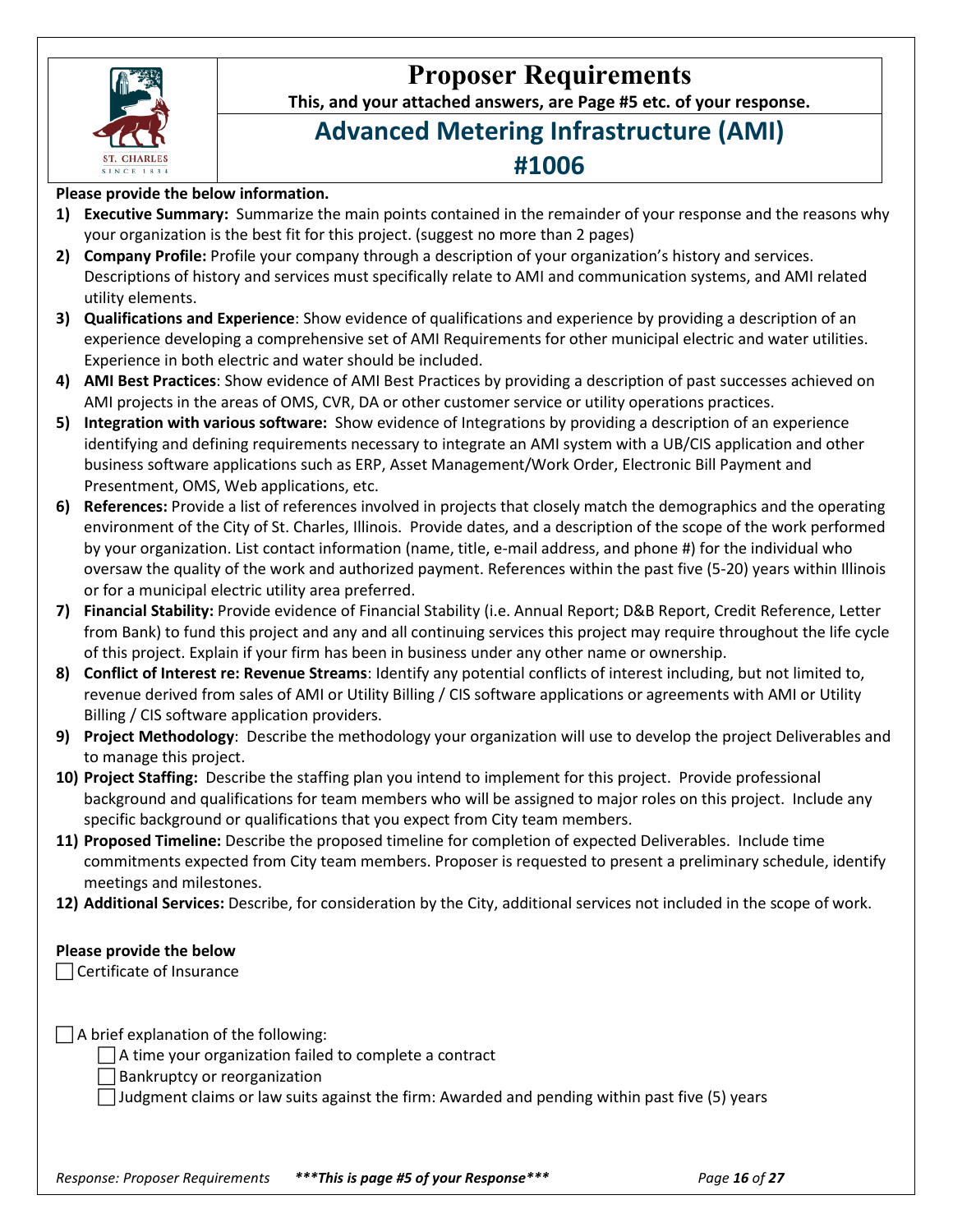# Proposer Requirements

**This, and your attached answers, are Page #5 etc. of your response.**

## Advanced Metering Infrastructure (AMI)

## #1006

**Please provide the below information.**

1) **Executive Summary:** Summarize the main points contained in the remainder of your response and the reasons why your organization is the best fit for this project. (suggest no more than 2 pages)
2) **Company Profile:** Profile your company through a description of your organization's history and services. Descriptions of history and services must specifically relate to AMI and communication systems, and AMI related utility elements.
3) **Qualifications and Experience**: Show evidence of qualifications and experience by providing a description of an experience developing a comprehensive set of AMI Requirements for other municipal electric and water utilities. Experience in both electric and water should be included.
4) **AMI Best Practices**: Show evidence of AMI Best Practices by providing a description of past successes achieved on AMI projects in the areas of OMS, CVR, DA or other customer service or utility operations practices.
5) **Integration with various software:** Show evidence of Integrations by providing a description of an experience identifying and defining requirements necessary to integrate an AMI system with a UB/CIS application and other business software applications such as ERP, Asset Management/Work Order, Electronic Bill Payment and Presentment, OMS, Web applications, etc.
6) **References:** Provide a list of references involved in projects that closely match the demographics and the operating environment of the City of St. Charles, Illinois. Provide dates, and a description of the scope of the work performed by your organization. List contact information (name, title, e-mail address, and phone #) for the individual who oversaw the quality of the work and authorized payment. References within the past five (5-20) years within Illinois or for a municipal electric utility area preferred.
7) **Financial Stability:** Provide evidence of Financial Stability (i.e. Annual Report; D&B Report, Credit Reference, Letter from Bank) to fund this project and any and all continuing services this project may require throughout the life cycle of this project. Explain if your firm has been in business under any other name or ownership.
8) **Conflict of Interest re: Revenue Streams**: Identify any potential conflicts of interest including, but not limited to, revenue derived from sales of AMI or Utility Billing / CIS software applications or agreements with AMI or Utility Billing / CIS software application providers.
9) **Project Methodology**: Describe the methodology your organization will use to develop the project Deliverables and to manage this project.
10) **Project Staffing:** Describe the staffing plan you intend to implement for this project. Provide professional background and qualifications for team members who will be assigned to major roles on this project. Include any specific background or qualifications that you expect from City team members.
11) **Proposed Timeline:** Describe the proposed timeline for completion of expected Deliverables. Include time commitments expected from City team members. Proposer is requested to present a preliminary schedule, identify meetings and milestones.
12) **Additional Services:** Describe, for consideration by the City, additional services not included in the scope of work.

**Please provide the below**

- [ ] Certificate of Insurance

- [ ] A brief explanation of the following:
  - [ ] A time your organization failed to complete a contract
  - [ ] Bankruptcy or reorganization
  - [ ] Judgment claims or law suits against the firm: Awarded and pending within past five (5) years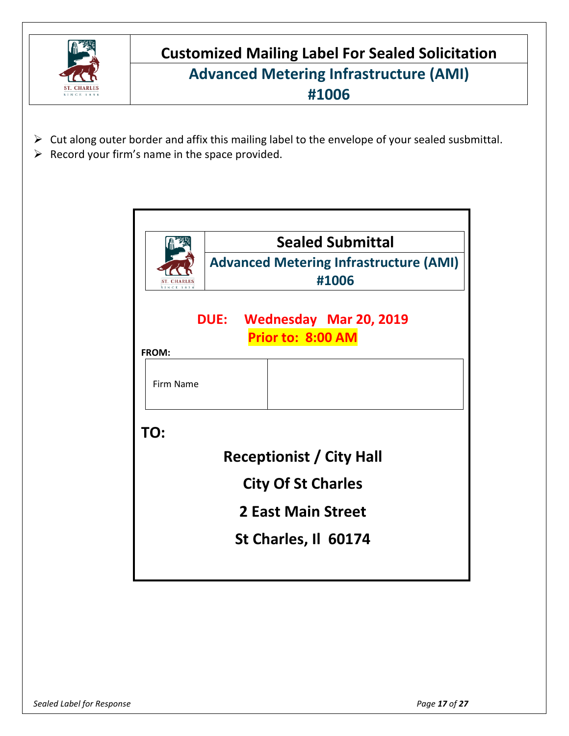# Customized Mailing Label For Sealed Solicitation

## Advanced Metering Infrastructure (AMI) #1006

- Cut along outer border and affix this mailing label to the envelope of your sealed susbmittal.
- Record your firm's name in the space provided.

## Sealed Submittal

### Advanced Metering Infrastructure (AMI) #1006

**DUE: Wednesday Mar 20, 2019**

**Prior to: 8:00 AM**

**FROM:**

| Firm Name | |
|---|---|

**TO:**

**Receptionist / City Hall**

**City Of St Charles**

**2 East Main Street**

**St Charles, Il 60174**

*Sealed Label for Response*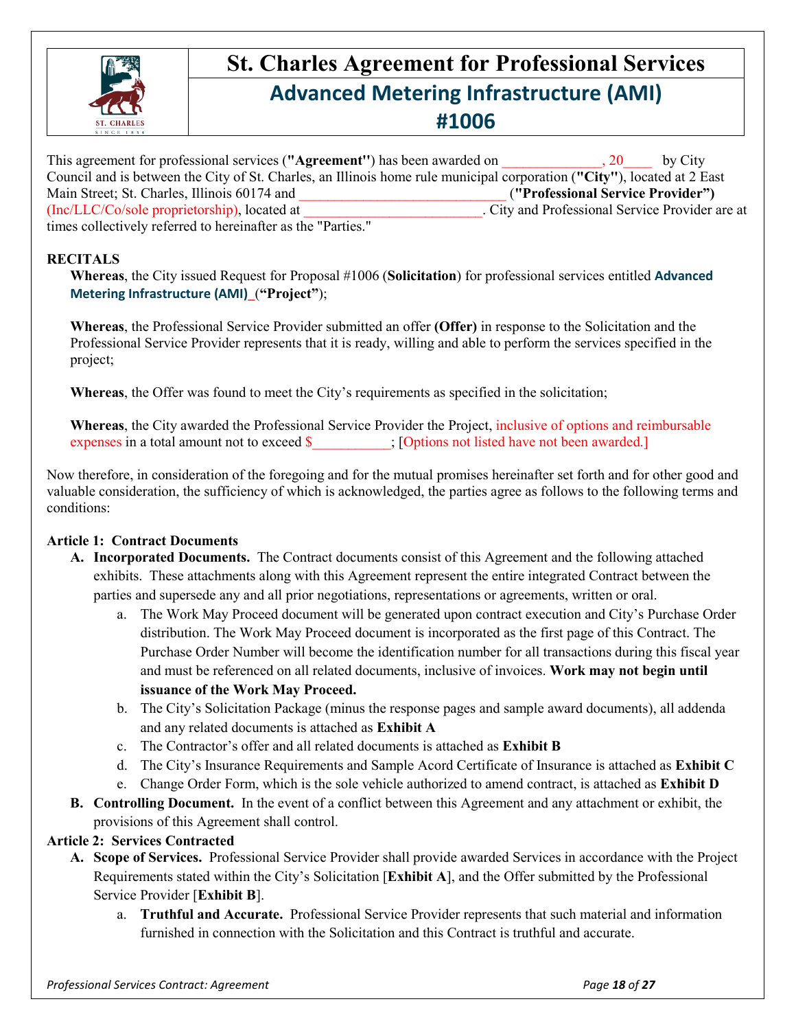# St. Charles Agreement for Professional Services

## Advanced Metering Infrastructure (AMI) #1006

This agreement for professional services (**"Agreement"**) has been awarded on ______________, 20____ by City Council and is between the City of St. Charles, an Illinois home rule municipal corporation (**"City"**), located at 2 East Main Street; St. Charles, Illinois 60174 and ______________________________ (**"Professional Service Provider"**) (Inc/LLC/Co/sole proprietorship), located at __________________________. City and Professional Service Provider are at times collectively referred to hereinafter as the "Parties."

**RECITALS**

**Whereas**, the City issued Request for Proposal #1006 (**Solicitation**) for professional services entitled **Advanced Metering Infrastructure (AMI)** (**"Project"**);

**Whereas**, the Professional Service Provider submitted an offer **(Offer)** in response to the Solicitation and the Professional Service Provider represents that it is ready, willing and able to perform the services specified in the project;

**Whereas**, the Offer was found to meet the City's requirements as specified in the solicitation;

**Whereas**, the City awarded the Professional Service Provider the Project, inclusive of options and reimbursable expenses in a total amount not to exceed $___________; [Options not listed have not been awarded.]

Now therefore, in consideration of the foregoing and for the mutual promises hereinafter set forth and for other good and valuable consideration, the sufficiency of which is acknowledged, the parties agree as follows to the following terms and conditions:

**Article 1: Contract Documents**

- **A. Incorporated Documents.** The Contract documents consist of this Agreement and the following attached exhibits. These attachments along with this Agreement represent the entire integrated Contract between the parties and supersede any and all prior negotiations, representations or agreements, written or oral.
  - a. The Work May Proceed document will be generated upon contract execution and City's Purchase Order distribution. The Work May Proceed document is incorporated as the first page of this Contract. The Purchase Order Number will become the identification number for all transactions during this fiscal year and must be referenced on all related documents, inclusive of invoices. **Work may not begin until issuance of the Work May Proceed.**
  - b. The City's Solicitation Package (minus the response pages and sample award documents), all addenda and any related documents is attached as **Exhibit A**
  - c. The Contractor's offer and all related documents is attached as **Exhibit B**
  - d. The City's Insurance Requirements and Sample Acord Certificate of Insurance is attached as **Exhibit C**
  - e. Change Order Form, which is the sole vehicle authorized to amend contract, is attached as **Exhibit D**
- **B. Controlling Document.** In the event of a conflict between this Agreement and any attachment or exhibit, the provisions of this Agreement shall control.

**Article 2: Services Contracted**

- **A. Scope of Services.** Professional Service Provider shall provide awarded Services in accordance with the Project Requirements stated within the City's Solicitation [**Exhibit A**], and the Offer submitted by the Professional Service Provider [**Exhibit B**].
  - a. **Truthful and Accurate.** Professional Service Provider represents that such material and information furnished in connection with the Solicitation and this Contract is truthful and accurate.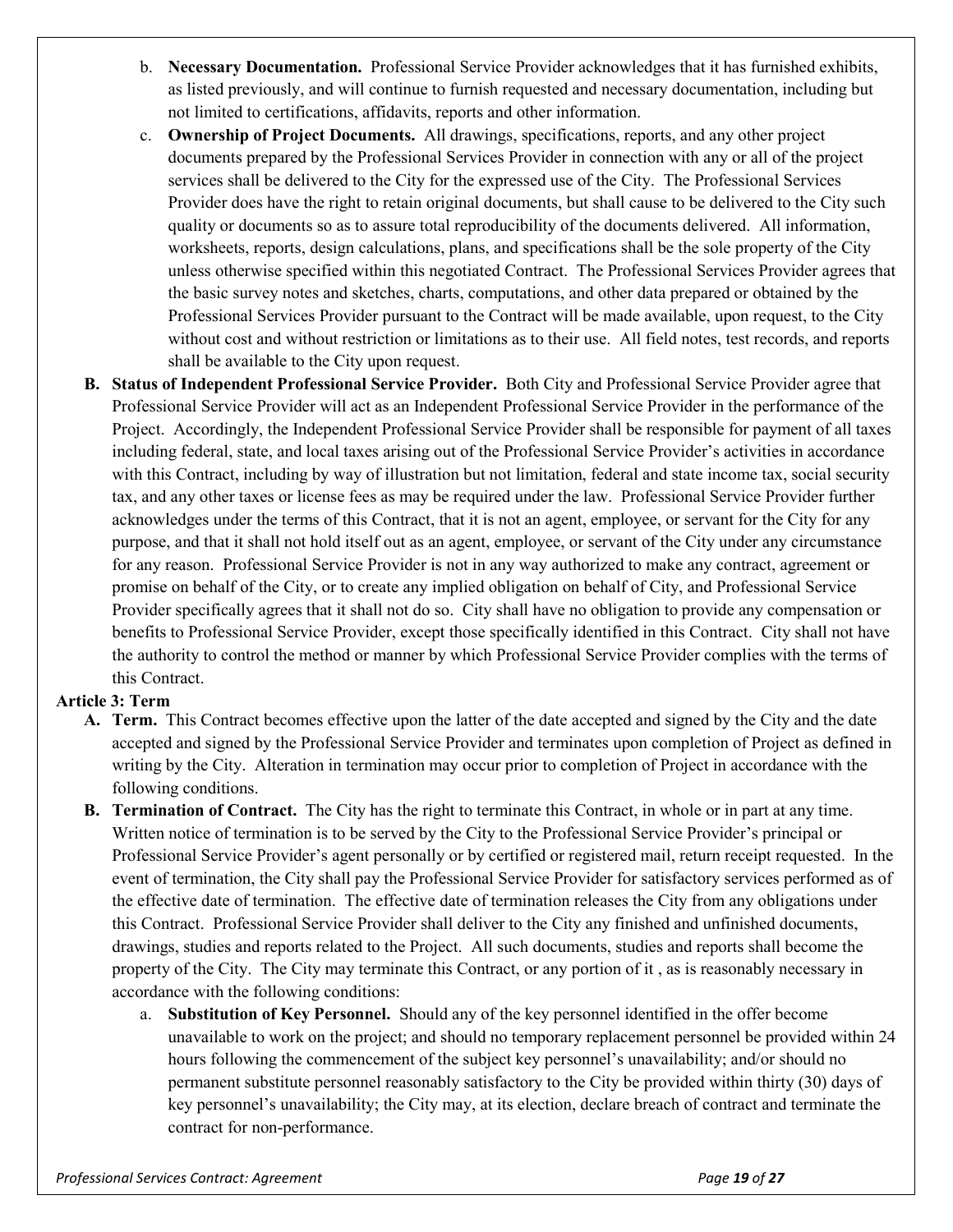b. **Necessary Documentation.** Professional Service Provider acknowledges that it has furnished exhibits, as listed previously, and will continue to furnish requested and necessary documentation, including but not limited to certifications, affidavits, reports and other information.

c. **Ownership of Project Documents.** All drawings, specifications, reports, and any other project documents prepared by the Professional Services Provider in connection with any or all of the project services shall be delivered to the City for the expressed use of the City. The Professional Services Provider does have the right to retain original documents, but shall cause to be delivered to the City such quality or documents so as to assure total reproducibility of the documents delivered. All information, worksheets, reports, design calculations, plans, and specifications shall be the sole property of the City unless otherwise specified within this negotiated Contract. The Professional Services Provider agrees that the basic survey notes and sketches, charts, computations, and other data prepared or obtained by the Professional Services Provider pursuant to the Contract will be made available, upon request, to the City without cost and without restriction or limitations as to their use. All field notes, test records, and reports shall be available to the City upon request.

**B. Status of Independent Professional Service Provider.** Both City and Professional Service Provider agree that Professional Service Provider will act as an Independent Professional Service Provider in the performance of the Project. Accordingly, the Independent Professional Service Provider shall be responsible for payment of all taxes including federal, state, and local taxes arising out of the Professional Service Provider's activities in accordance with this Contract, including by way of illustration but not limitation, federal and state income tax, social security tax, and any other taxes or license fees as may be required under the law. Professional Service Provider further acknowledges under the terms of this Contract, that it is not an agent, employee, or servant for the City for any purpose, and that it shall not hold itself out as an agent, employee, or servant of the City under any circumstance for any reason. Professional Service Provider is not in any way authorized to make any contract, agreement or promise on behalf of the City, or to create any implied obligation on behalf of City, and Professional Service Provider specifically agrees that it shall not do so. City shall have no obligation to provide any compensation or benefits to Professional Service Provider, except those specifically identified in this Contract. City shall not have the authority to control the method or manner by which Professional Service Provider complies with the terms of this Contract.

**Article 3: Term**

**A. Term.** This Contract becomes effective upon the latter of the date accepted and signed by the City and the date accepted and signed by the Professional Service Provider and terminates upon completion of Project as defined in writing by the City. Alteration in termination may occur prior to completion of Project in accordance with the following conditions.

**B. Termination of Contract.** The City has the right to terminate this Contract, in whole or in part at any time. Written notice of termination is to be served by the City to the Professional Service Provider's principal or Professional Service Provider's agent personally or by certified or registered mail, return receipt requested. In the event of termination, the City shall pay the Professional Service Provider for satisfactory services performed as of the effective date of termination. The effective date of termination releases the City from any obligations under this Contract. Professional Service Provider shall deliver to the City any finished and unfinished documents, drawings, studies and reports related to the Project. All such documents, studies and reports shall become the property of the City. The City may terminate this Contract, or any portion of it , as is reasonably necessary in accordance with the following conditions:

a. **Substitution of Key Personnel.** Should any of the key personnel identified in the offer become unavailable to work on the project; and should no temporary replacement personnel be provided within 24 hours following the commencement of the subject key personnel's unavailability; and/or should no permanent substitute personnel reasonably satisfactory to the City be provided within thirty (30) days of key personnel's unavailability; the City may, at its election, declare breach of contract and terminate the contract for non-performance.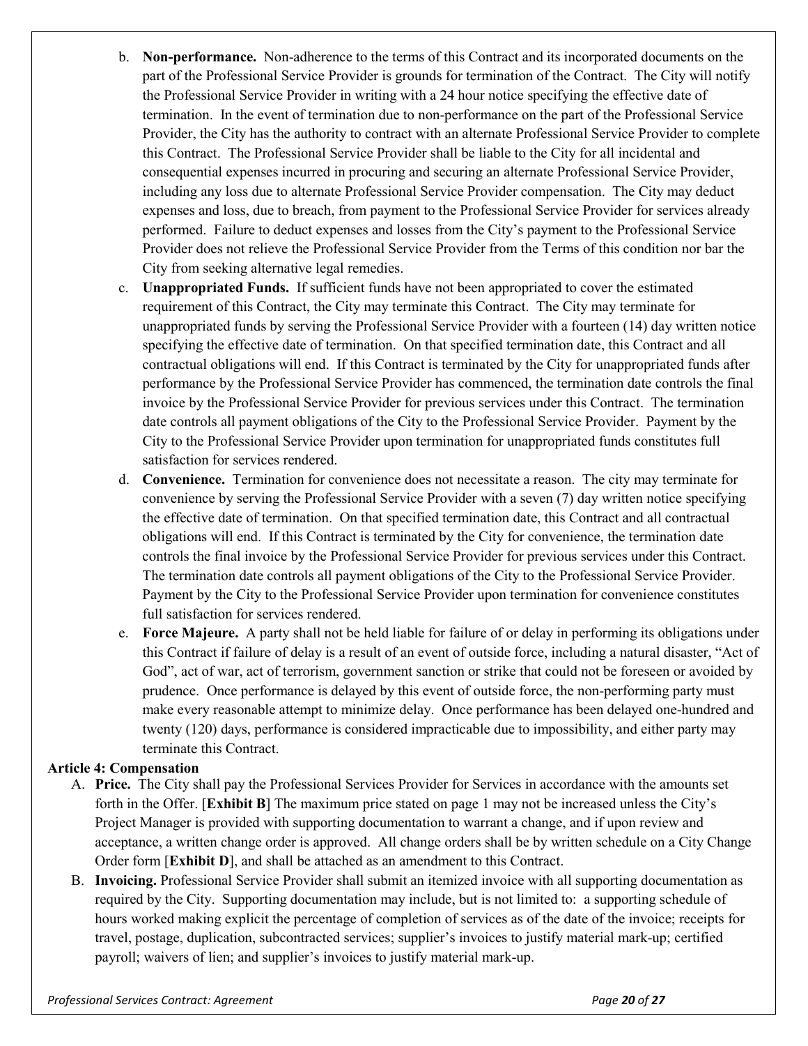b. **Non-performance.** Non-adherence to the terms of this Contract and its incorporated documents on the part of the Professional Service Provider is grounds for termination of the Contract. The City will notify the Professional Service Provider in writing with a 24 hour notice specifying the effective date of termination. In the event of termination due to non-performance on the part of the Professional Service Provider, the City has the authority to contract with an alternate Professional Service Provider to complete this Contract. The Professional Service Provider shall be liable to the City for all incidental and consequential expenses incurred in procuring and securing an alternate Professional Service Provider, including any loss due to alternate Professional Service Provider compensation. The City may deduct expenses and loss, due to breach, from payment to the Professional Service Provider for services already performed. Failure to deduct expenses and losses from the City's payment to the Professional Service Provider does not relieve the Professional Service Provider from the Terms of this condition nor bar the City from seeking alternative legal remedies.

c. **Unappropriated Funds.** If sufficient funds have not been appropriated to cover the estimated requirement of this Contract, the City may terminate this Contract. The City may terminate for unappropriated funds by serving the Professional Service Provider with a fourteen (14) day written notice specifying the effective date of termination. On that specified termination date, this Contract and all contractual obligations will end. If this Contract is terminated by the City for unappropriated funds after performance by the Professional Service Provider has commenced, the termination date controls the final invoice by the Professional Service Provider for previous services under this Contract. The termination date controls all payment obligations of the City to the Professional Service Provider. Payment by the City to the Professional Service Provider upon termination for unappropriated funds constitutes full satisfaction for services rendered.

d. **Convenience.** Termination for convenience does not necessitate a reason. The city may terminate for convenience by serving the Professional Service Provider with a seven (7) day written notice specifying the effective date of termination. On that specified termination date, this Contract and all contractual obligations will end. If this Contract is terminated by the City for convenience, the termination date controls the final invoice by the Professional Service Provider for previous services under this Contract. The termination date controls all payment obligations of the City to the Professional Service Provider. Payment by the City to the Professional Service Provider upon termination for convenience constitutes full satisfaction for services rendered.

e. **Force Majeure.** A party shall not be held liable for failure of or delay in performing its obligations under this Contract if failure of delay is a result of an event of outside force, including a natural disaster, "Act of God", act of war, act of terrorism, government sanction or strike that could not be foreseen or avoided by prudence. Once performance is delayed by this event of outside force, the non-performing party must make every reasonable attempt to minimize delay. Once performance has been delayed one-hundred and twenty (120) days, performance is considered impracticable due to impossibility, and either party may terminate this Contract.

**Article 4: Compensation**

A. **Price.** The City shall pay the Professional Services Provider for Services in accordance with the amounts set forth in the Offer. [**Exhibit B**] The maximum price stated on page 1 may not be increased unless the City's Project Manager is provided with supporting documentation to warrant a change, and if upon review and acceptance, a written change order is approved. All change orders shall be by written schedule on a City Change Order form [**Exhibit D**], and shall be attached as an amendment to this Contract.

B. **Invoicing.** Professional Service Provider shall submit an itemized invoice with all supporting documentation as required by the City. Supporting documentation may include, but is not limited to: a supporting schedule of hours worked making explicit the percentage of completion of services as of the date of the invoice; receipts for travel, postage, duplication, subcontracted services; supplier's invoices to justify material mark-up; certified payroll; waivers of lien; and supplier's invoices to justify material mark-up.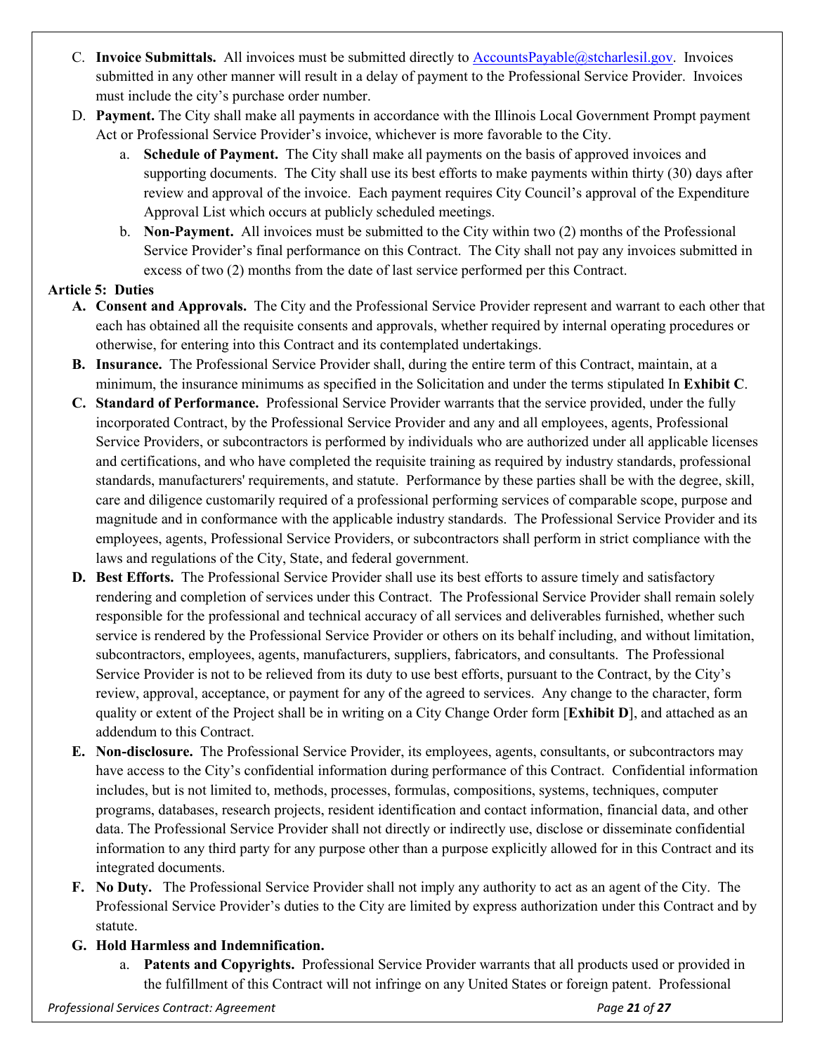C. **Invoice Submittals.** All invoices must be submitted directly to AccountsPayable@stcharlesil.gov. Invoices submitted in any other manner will result in a delay of payment to the Professional Service Provider. Invoices must include the city's purchase order number.

D. **Payment.** The City shall make all payments in accordance with the Illinois Local Government Prompt payment Act or Professional Service Provider's invoice, whichever is more favorable to the City.

   a. **Schedule of Payment.** The City shall make all payments on the basis of approved invoices and supporting documents. The City shall use its best efforts to make payments within thirty (30) days after review and approval of the invoice. Each payment requires City Council's approval of the Expenditure Approval List which occurs at publicly scheduled meetings.

   b. **Non-Payment.** All invoices must be submitted to the City within two (2) months of the Professional Service Provider's final performance on this Contract. The City shall not pay any invoices submitted in excess of two (2) months from the date of last service performed per this Contract.

**Article 5: Duties**

**A. Consent and Approvals.** The City and the Professional Service Provider represent and warrant to each other that each has obtained all the requisite consents and approvals, whether required by internal operating procedures or otherwise, for entering into this Contract and its contemplated undertakings.

**B. Insurance.** The Professional Service Provider shall, during the entire term of this Contract, maintain, at a minimum, the insurance minimums as specified in the Solicitation and under the terms stipulated In **Exhibit C**.

**C. Standard of Performance.** Professional Service Provider warrants that the service provided, under the fully incorporated Contract, by the Professional Service Provider and any and all employees, agents, Professional Service Providers, or subcontractors is performed by individuals who are authorized under all applicable licenses and certifications, and who have completed the requisite training as required by industry standards, professional standards, manufacturers' requirements, and statute. Performance by these parties shall be with the degree, skill, care and diligence customarily required of a professional performing services of comparable scope, purpose and magnitude and in conformance with the applicable industry standards. The Professional Service Provider and its employees, agents, Professional Service Providers, or subcontractors shall perform in strict compliance with the laws and regulations of the City, State, and federal government.

**D. Best Efforts.** The Professional Service Provider shall use its best efforts to assure timely and satisfactory rendering and completion of services under this Contract. The Professional Service Provider shall remain solely responsible for the professional and technical accuracy of all services and deliverables furnished, whether such service is rendered by the Professional Service Provider or others on its behalf including, and without limitation, subcontractors, employees, agents, manufacturers, suppliers, fabricators, and consultants. The Professional Service Provider is not to be relieved from its duty to use best efforts, pursuant to the Contract, by the City's review, approval, acceptance, or payment for any of the agreed to services. Any change to the character, form quality or extent of the Project shall be in writing on a City Change Order form [**Exhibit D**], and attached as an addendum to this Contract.

**E. Non-disclosure.** The Professional Service Provider, its employees, agents, consultants, or subcontractors may have access to the City's confidential information during performance of this Contract. Confidential information includes, but is not limited to, methods, processes, formulas, compositions, systems, techniques, computer programs, databases, research projects, resident identification and contact information, financial data, and other data. The Professional Service Provider shall not directly or indirectly use, disclose or disseminate confidential information to any third party for any purpose other than a purpose explicitly allowed for in this Contract and its integrated documents.

**F. No Duty.** The Professional Service Provider shall not imply any authority to act as an agent of the City. The Professional Service Provider's duties to the City are limited by express authorization under this Contract and by statute.

**G. Hold Harmless and Indemnification.**

   a. **Patents and Copyrights.** Professional Service Provider warrants that all products used or provided in the fulfillment of this Contract will not infringe on any United States or foreign patent. Professional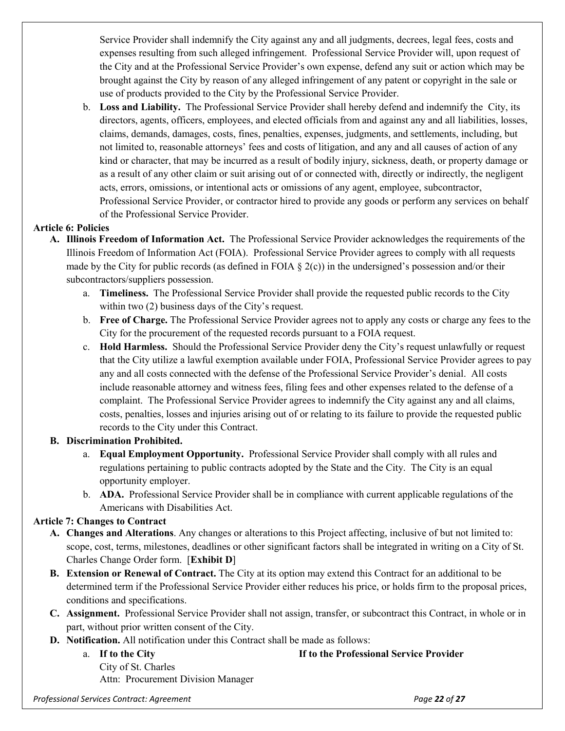Service Provider shall indemnify the City against any and all judgments, decrees, legal fees, costs and expenses resulting from such alleged infringement. Professional Service Provider will, upon request of the City and at the Professional Service Provider's own expense, defend any suit or action which may be brought against the City by reason of any alleged infringement of any patent or copyright in the sale or use of products provided to the City by the Professional Service Provider.

b. **Loss and Liability.** The Professional Service Provider shall hereby defend and indemnify the City, its directors, agents, officers, employees, and elected officials from and against any and all liabilities, losses, claims, demands, damages, costs, fines, penalties, expenses, judgments, and settlements, including, but not limited to, reasonable attorneys' fees and costs of litigation, and any and all causes of action of any kind or character, that may be incurred as a result of bodily injury, sickness, death, or property damage or as a result of any other claim or suit arising out of or connected with, directly or indirectly, the negligent acts, errors, omissions, or intentional acts or omissions of any agent, employee, subcontractor, Professional Service Provider, or contractor hired to provide any goods or perform any services on behalf of the Professional Service Provider.

**Article 6: Policies**

**A. Illinois Freedom of Information Act.** The Professional Service Provider acknowledges the requirements of the Illinois Freedom of Information Act (FOIA). Professional Service Provider agrees to comply with all requests made by the City for public records (as defined in FOIA § 2(c)) in the undersigned's possession and/or their subcontractors/suppliers possession.

a. **Timeliness.** The Professional Service Provider shall provide the requested public records to the City within two (2) business days of the City's request.

b. **Free of Charge.** The Professional Service Provider agrees not to apply any costs or charge any fees to the City for the procurement of the requested records pursuant to a FOIA request.

c. **Hold Harmless.** Should the Professional Service Provider deny the City's request unlawfully or request that the City utilize a lawful exemption available under FOIA, Professional Service Provider agrees to pay any and all costs connected with the defense of the Professional Service Provider's denial. All costs include reasonable attorney and witness fees, filing fees and other expenses related to the defense of a complaint. The Professional Service Provider agrees to indemnify the City against any and all claims, costs, penalties, losses and injuries arising out of or relating to its failure to provide the requested public records to the City under this Contract.

**B. Discrimination Prohibited.**

a. **Equal Employment Opportunity.** Professional Service Provider shall comply with all rules and regulations pertaining to public contracts adopted by the State and the City. The City is an equal opportunity employer.

b. **ADA.** Professional Service Provider shall be in compliance with current applicable regulations of the Americans with Disabilities Act.

**Article 7: Changes to Contract**

**A. Changes and Alterations**. Any changes or alterations to this Project affecting, inclusive of but not limited to: scope, cost, terms, milestones, deadlines or other significant factors shall be integrated in writing on a City of St. Charles Change Order form. [**Exhibit D**]

**B. Extension or Renewal of Contract.** The City at its option may extend this Contract for an additional to be determined term if the Professional Service Provider either reduces his price, or holds firm to the proposal prices, conditions and specifications.

**C. Assignment.** Professional Service Provider shall not assign, transfer, or subcontract this Contract, in whole or in part, without prior written consent of the City.

**D. Notification.** All notification under this Contract shall be made as follows:

a. **If to the City**
City of St. Charles
Attn: Procurement Division Manager

**If to the Professional Service Provider**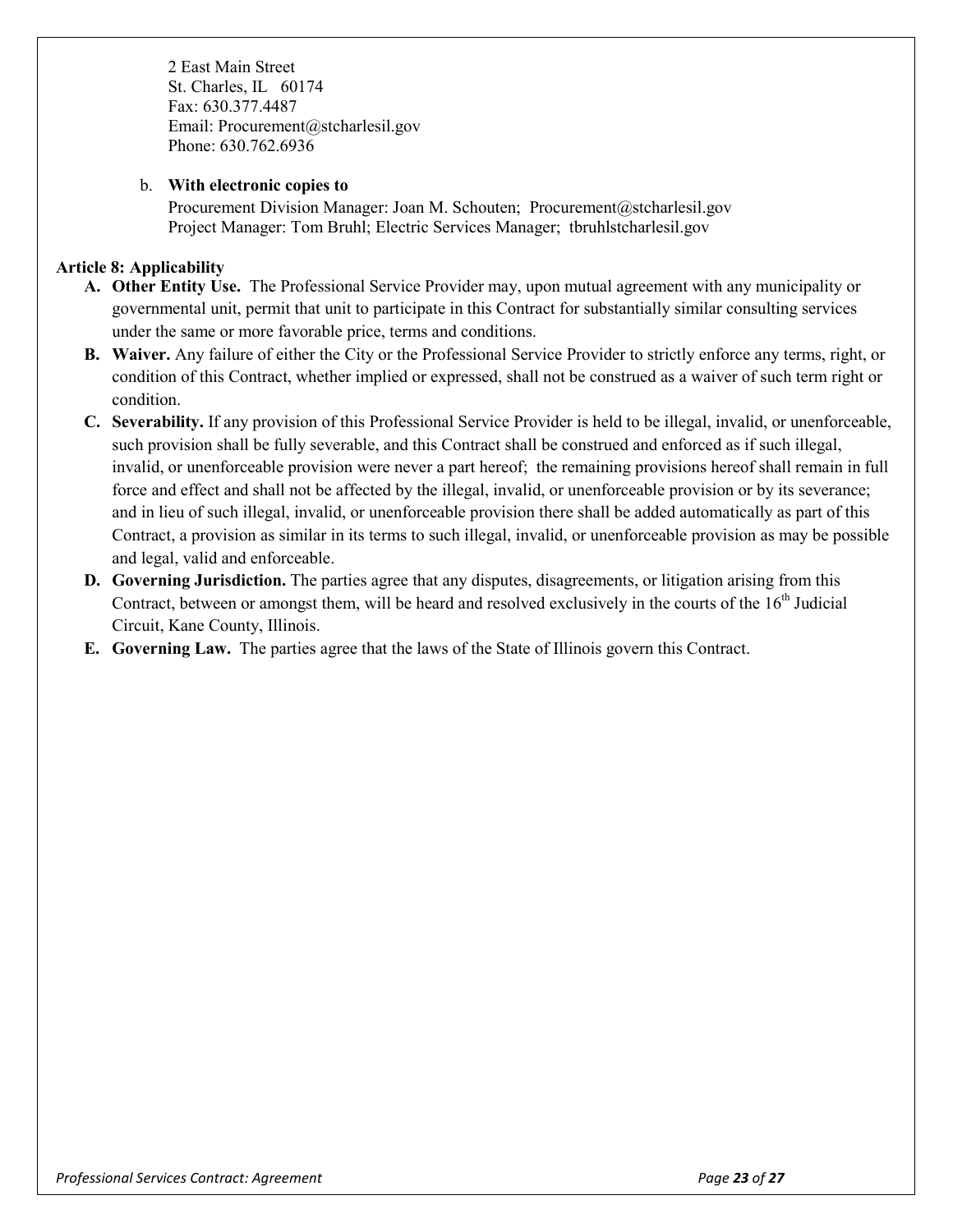2 East Main Street
St. Charles, IL 60174
Fax: 630.377.4487
Email: Procurement@stcharlesil.gov
Phone: 630.762.6936

b. **With electronic copies to**
Procurement Division Manager: Joan M. Schouten; Procurement@stcharlesil.gov
Project Manager: Tom Bruhl; Electric Services Manager; tbruhlstcharlesil.gov

**Article 8: Applicability**

- **A. Other Entity Use.** The Professional Service Provider may, upon mutual agreement with any municipality or governmental unit, permit that unit to participate in this Contract for substantially similar consulting services under the same or more favorable price, terms and conditions.
- **B. Waiver.** Any failure of either the City or the Professional Service Provider to strictly enforce any terms, right, or condition of this Contract, whether implied or expressed, shall not be construed as a waiver of such term right or condition.
- **C. Severability.** If any provision of this Professional Service Provider is held to be illegal, invalid, or unenforceable, such provision shall be fully severable, and this Contract shall be construed and enforced as if such illegal, invalid, or unenforceable provision were never a part hereof; the remaining provisions hereof shall remain in full force and effect and shall not be affected by the illegal, invalid, or unenforceable provision or by its severance; and in lieu of such illegal, invalid, or unenforceable provision there shall be added automatically as part of this Contract, a provision as similar in its terms to such illegal, invalid, or unenforceable provision as may be possible and legal, valid and enforceable.
- **D. Governing Jurisdiction.** The parties agree that any disputes, disagreements, or litigation arising from this Contract, between or amongst them, will be heard and resolved exclusively in the courts of the 16th Judicial Circuit, Kane County, Illinois.
- **E. Governing Law.** The parties agree that the laws of the State of Illinois govern this Contract.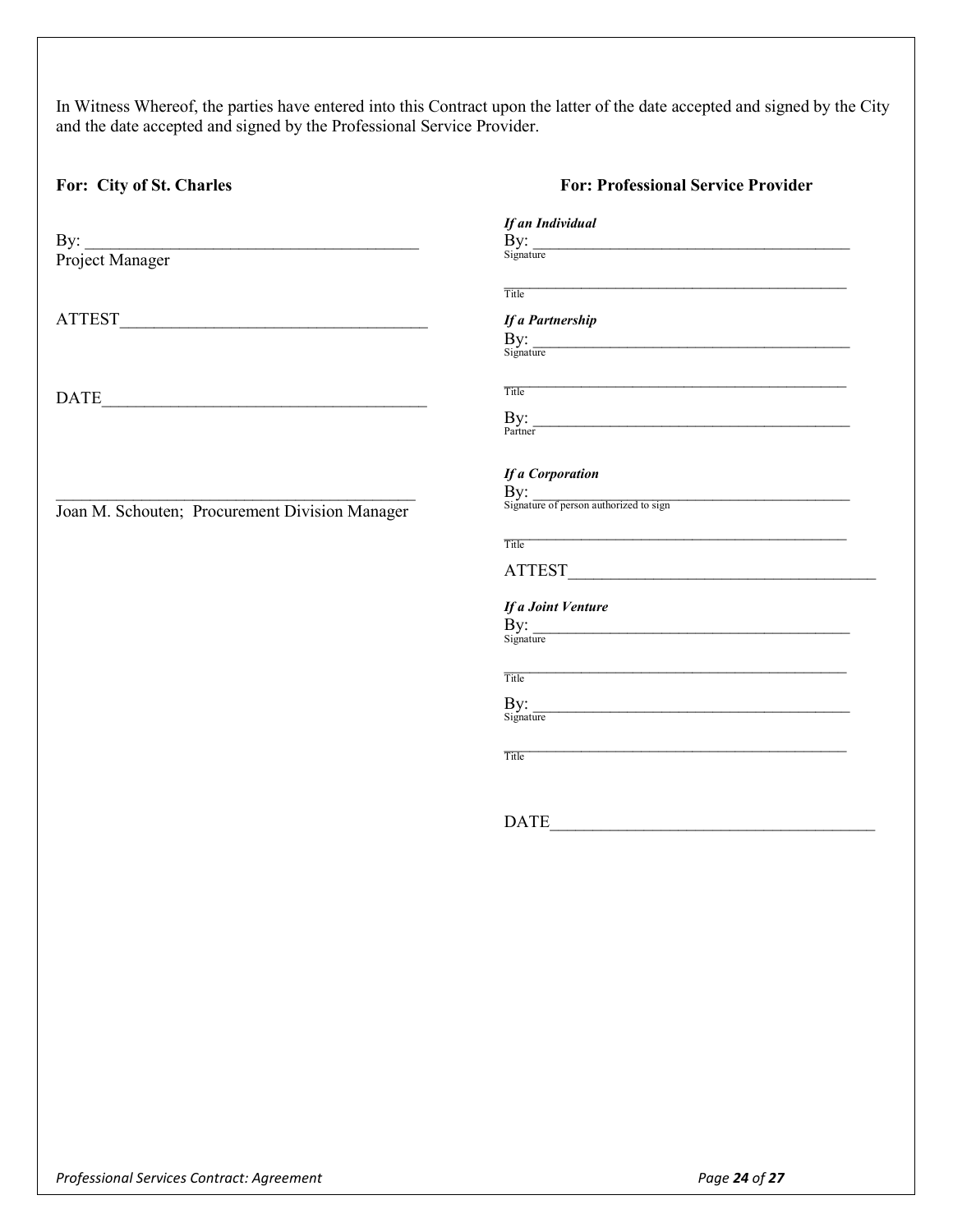In Witness Whereof, the parties have entered into this Contract upon the latter of the date accepted and signed by the City and the date accepted and signed by the Professional Service Provider.

**For: City of St. Charles**

By: ________________________________________
Project Manager

ATTEST____________________________________

DATE______________________________________

____________________________________________
Joan M. Schouten; Procurement Division Manager

**For: Professional Service Provider**

***If an Individual***

By: ________________________________________
Signature

____________________________________________
Title

***If a Partnership***

By: ________________________________________
Signature

____________________________________________
Title

By: ________________________________________
Partner

***If a Corporation***

By: ________________________________________
Signature of person authorized to sign

____________________________________________
Title

ATTEST____________________________________

***If a Joint Venture***

By: ________________________________________
Signature

____________________________________________
Title

By: ________________________________________
Signature

____________________________________________
Title

DATE______________________________________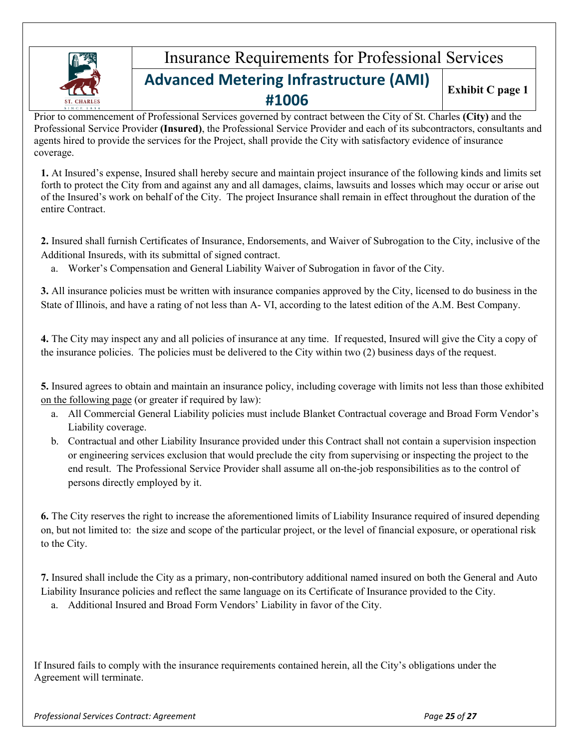# Insurance Requirements for Professional Services

## Advanced Metering Infrastructure (AMI) #1006

**Exhibit C page 1**

Prior to commencement of Professional Services governed by contract between the City of St. Charles **(City)** and the Professional Service Provider **(Insured)**, the Professional Service Provider and each of its subcontractors, consultants and agents hired to provide the services for the Project, shall provide the City with satisfactory evidence of insurance coverage.

**1.** At Insured's expense, Insured shall hereby secure and maintain project insurance of the following kinds and limits set forth to protect the City from and against any and all damages, claims, lawsuits and losses which may occur or arise out of the Insured's work on behalf of the City. The project Insurance shall remain in effect throughout the duration of the entire Contract.

**2.** Insured shall furnish Certificates of Insurance, Endorsements, and Waiver of Subrogation to the City, inclusive of the Additional Insureds, with its submittal of signed contract.

a. Worker's Compensation and General Liability Waiver of Subrogation in favor of the City.

**3.** All insurance policies must be written with insurance companies approved by the City, licensed to do business in the State of Illinois, and have a rating of not less than A- VI, according to the latest edition of the A.M. Best Company.

**4.** The City may inspect any and all policies of insurance at any time. If requested, Insured will give the City a copy of the insurance policies. The policies must be delivered to the City within two (2) business days of the request.

**5.** Insured agrees to obtain and maintain an insurance policy, including coverage with limits not less than those exhibited <u>on the following page</u> (or greater if required by law):

a. All Commercial General Liability policies must include Blanket Contractual coverage and Broad Form Vendor's Liability coverage.

b. Contractual and other Liability Insurance provided under this Contract shall not contain a supervision inspection or engineering services exclusion that would preclude the city from supervising or inspecting the project to the end result. The Professional Service Provider shall assume all on-the-job responsibilities as to the control of persons directly employed by it.

**6.** The City reserves the right to increase the aforementioned limits of Liability Insurance required of insured depending on, but not limited to: the size and scope of the particular project, or the level of financial exposure, or operational risk to the City.

**7.** Insured shall include the City as a primary, non-contributory additional named insured on both the General and Auto Liability Insurance policies and reflect the same language on its Certificate of Insurance provided to the City.

a. Additional Insured and Broad Form Vendors' Liability in favor of the City.

If Insured fails to comply with the insurance requirements contained herein, all the City's obligations under the Agreement will terminate.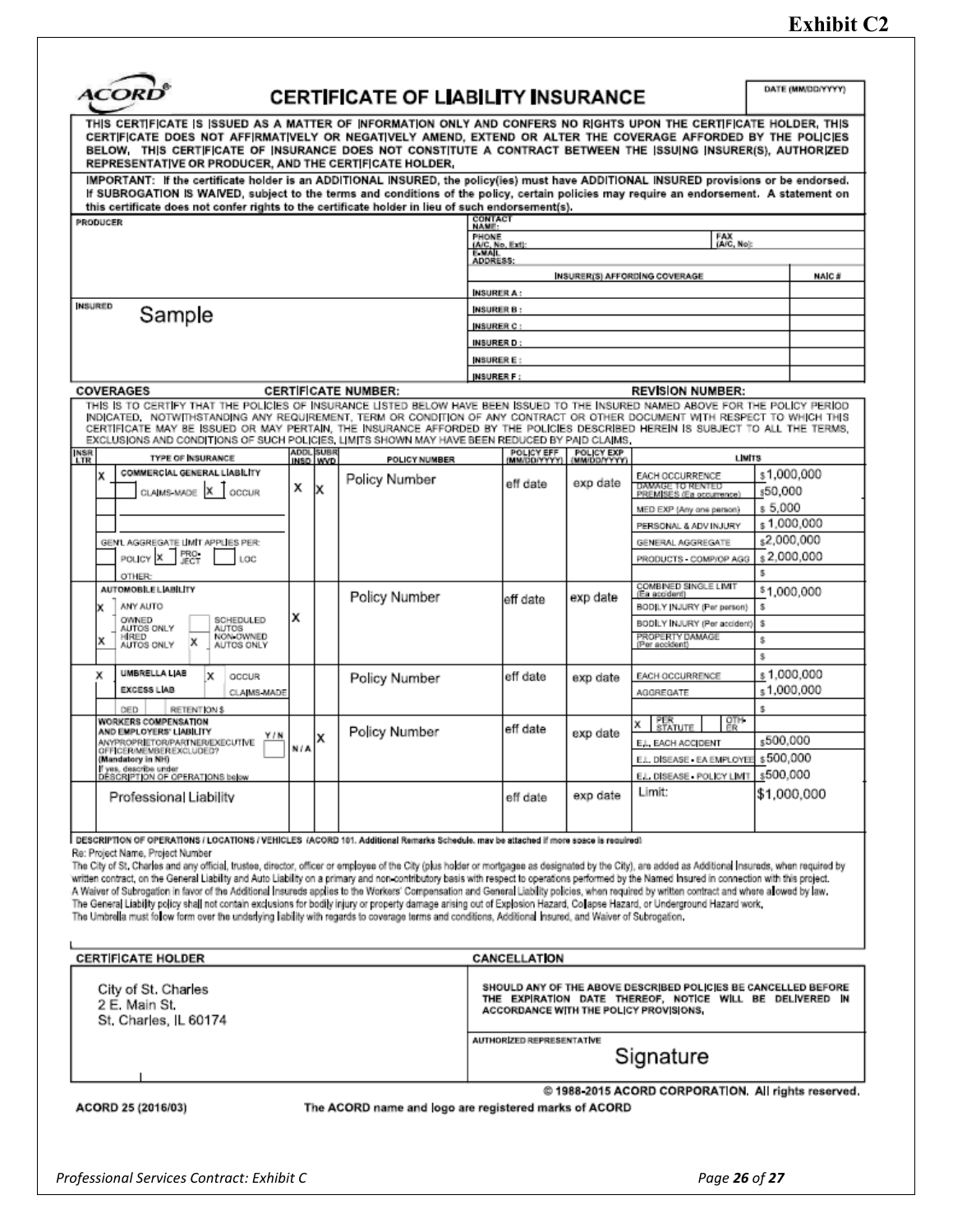**Exhibit C2**

# ACORD® CERTIFICATE OF LIABILITY INSURANCE

DATE (MM/DD/YYYY)

THIS CERTIFICATE IS ISSUED AS A MATTER OF INFORMATION ONLY AND CONFERS NO RIGHTS UPON THE CERTIFICATE HOLDER. THIS CERTIFICATE DOES NOT AFFIRMATIVELY OR NEGATIVELY AMEND, EXTEND OR ALTER THE COVERAGE AFFORDED BY THE POLICIES BELOW. THIS CERTIFICATE OF INSURANCE DOES NOT CONSTITUTE A CONTRACT BETWEEN THE ISSUING INSURER(S), AUTHORIZED REPRESENTATIVE OR PRODUCER, AND THE CERTIFICATE HOLDER.

IMPORTANT: If the certificate holder is an ADDITIONAL INSURED, the policy(ies) must have ADDITIONAL INSURED provisions or be endorsed. If SUBROGATION IS WAIVED, subject to the terms and conditions of the policy, certain policies may require an endorsement. A statement on this certificate does not confer rights to the certificate holder in lieu of such endorsement(s).

| PRODUCER | CONTACT NAME: | | |
|---|---|---|---|
| | PHONE (A/C, No, Ext): | FAX (A/C, No): | |
| | E-MAIL ADDRESS: | | |
| | INSURER(S) AFFORDING COVERAGE | | NAIC # |
| | INSURER A : | | |
| INSURED Sample | INSURER B : | | |
| | INSURER C : | | |
| | INSURER D : | | |
| | INSURER E : | | |
| | INSURER F : | | |

**COVERAGES** **CERTIFICATE NUMBER:** **REVISION NUMBER:**

THIS IS TO CERTIFY THAT THE POLICIES OF INSURANCE LISTED BELOW HAVE BEEN ISSUED TO THE INSURED NAMED ABOVE FOR THE POLICY PERIOD INDICATED. NOTWITHSTANDING ANY REQUIREMENT, TERM OR CONDITION OF ANY CONTRACT OR OTHER DOCUMENT WITH RESPECT TO WHICH THIS CERTIFICATE MAY BE ISSUED OR MAY PERTAIN, THE INSURANCE AFFORDED BY THE POLICIES DESCRIBED HEREIN IS SUBJECT TO ALL THE TERMS, EXCLUSIONS AND CONDITIONS OF SUCH POLICIES. LIMITS SHOWN MAY HAVE BEEN REDUCED BY PAID CLAIMS.

| INSR LTR | TYPE OF INSURANCE | ADDL INSD | SUBR WVD | POLICY NUMBER | POLICY EFF (MM/DD/YYYY) | POLICY EXP (MM/DD/YYYY) | LIMITS | |
|---|---|---|---|---|---|---|---|---|
| | X COMMERCIAL GENERAL LIABILITY; CLAIMS-MADE [X] OCCUR; GEN'L AGGREGATE LIMIT APPLIES PER: POLICY [X] PRO-JECT [ ] LOC; OTHER: | X | X | Policy Number | eff date | exp date | EACH OCCURRENCE | $1,000,000 |
| | | | | | | | DAMAGE TO RENTED PREMISES (Ea occurrence) | $50,000 |
| | | | | | | | MED EXP (Any one person) | $ 5,000 |
| | | | | | | | PERSONAL & ADV INJURY | $ 1,000,000 |
| | | | | | | | GENERAL AGGREGATE | $2,000,000 |
| | | | | | | | PRODUCTS - COMP/OP AGG | $ 2,000,000 |
| | | | | | | | | $ |
| | AUTOMOBILE LIABILITY; X ANY AUTO; OWNED AUTOS ONLY; SCHEDULED AUTOS; X HIRED AUTOS ONLY; X NON-OWNED AUTOS ONLY | X | | Policy Number | eff date | exp date | COMBINED SINGLE LIMIT (Ea accident) | $1,000,000 |
| | | | | | | | BODILY INJURY (Per person) | $ |
| | | | | | | | BODILY INJURY (Per accident) | $ |
| | | | | | | | PROPERTY DAMAGE (Per accident) | $ |
| | | | | | | | | $ |
| | X UMBRELLA LIAB X OCCUR; EXCESS LIAB CLAIMS-MADE; DED RETENTION $ | | | Policy Number | eff date | exp date | EACH OCCURRENCE | $ 1,000,000 |
| | | | | | | | AGGREGATE | $ 1,000,000 |
| | | | | | | | | $ |
| | WORKERS COMPENSATION AND EMPLOYERS' LIABILITY Y/N; ANY PROPRIETOR/PARTNER/EXECUTIVE OFFICER/MEMBER EXCLUDED? (Mandatory in NH); If yes, describe under DESCRIPTION OF OPERATIONS below | N/A | X | Policy Number | eff date | exp date | X PER STATUTE OTH-ER | |
| | | | | | | | E.L. EACH ACCIDENT | $500,000 |
| | | | | | | | E.L. DISEASE - EA EMPLOYEE | $500,000 |
| | | | | | | | E.L. DISEASE - POLICY LIMIT | $500,000 |
| | Professional Liability | | | | eff date | exp date | Limit: | $1,000,000 |

**DESCRIPTION OF OPERATIONS / LOCATIONS / VEHICLES** (ACORD 101, Additional Remarks Schedule, may be attached if more space is required)

Re: Project Name, Project Number

The City of St. Charles and any official, trustee, director, officer or employee of the City (plus holder or mortgagee as designated by the City), are added as Additional Insureds, when required by written contract, on the General Liability and Auto Liability on a primary and non-contributory basis with respect to operations performed by the Named Insured in connection with this project.

A Waiver of Subrogation in favor of the Additional Insureds applies to the Workers' Compensation and General Liability policies, when required by written contract and where allowed by law.

The General Liability policy shall not contain exclusions for bodily injury or property damage arising out of Explosion Hazard, Collapse Hazard, or Underground Hazard work.

The Umbrella must follow form over the underlying liability with regards to coverage terms and conditions, Additional Insured, and Waiver of Subrogation.

| CERTIFICATE HOLDER | CANCELLATION |
|---|---|
| City of St. Charles<br>2 E. Main St.<br>St. Charles, IL 60174 | SHOULD ANY OF THE ABOVE DESCRIBED POLICIES BE CANCELLED BEFORE THE EXPIRATION DATE THEREOF, NOTICE WILL BE DELIVERED IN ACCORDANCE WITH THE POLICY PROVISIONS. |
| | AUTHORIZED REPRESENTATIVE<br>Signature |

© 1988-2015 ACORD CORPORATION. All rights reserved.

ACORD 25 (2016/03) The ACORD name and logo are registered marks of ACORD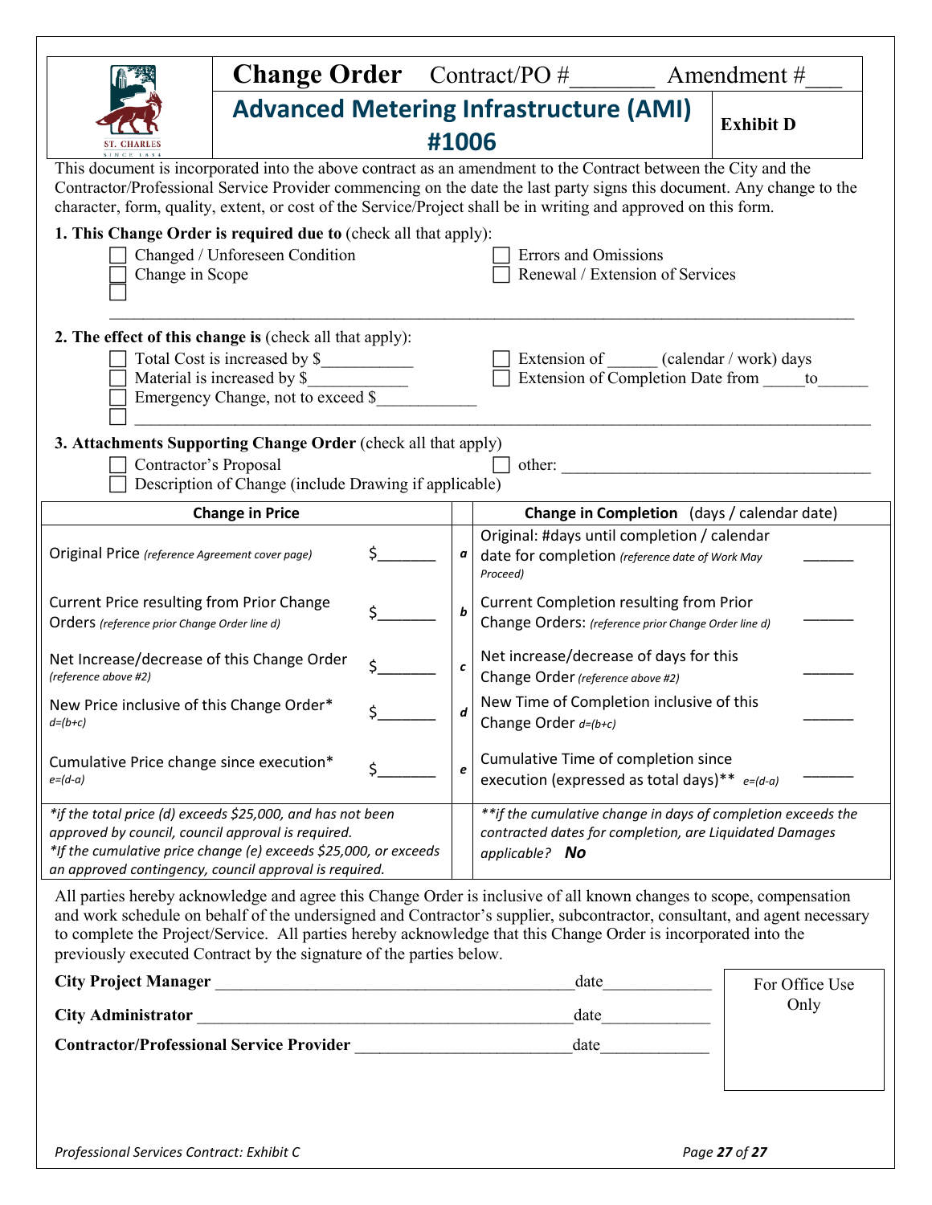# Change Order Contract/PO #_______ Amendment #___

## Advanced Metering Infrastructure (AMI) #1006

**Exhibit D**

ST. CHARLES SINCE 1834

This document is incorporated into the above contract as an amendment to the Contract between the City and the Contractor/Professional Service Provider commencing on the date the last party signs this document. Any change to the character, form, quality, extent, or cost of the Service/Project shall be in writing and approved on this form.

**1. This Change Order is required due to** (check all that apply):

- ☐ Changed / Unforeseen Condition
- ☐ Errors and Omissions
- ☐ Change in Scope
- ☐ Renewal / Extension of Services
- ☐ ______________________________________________________________

**2. The effect of this change is** (check all that apply):

- ☐ Total Cost is increased by $__________
- ☐ Extension of ______ (calendar / work) days
- ☐ Material is increased by $__________
- ☐ Extension of Completion Date from _____to______
- ☐ Emergency Change, not to exceed $___________
- ☐ ______________________________________________________________

**3. Attachments Supporting Change Order** (check all that apply)

- ☐ Contractor's Proposal
- ☐ other: ___________________________________
- ☐ Description of Change (include Drawing if applicable)

| **Change in Price** | | | **Change in Completion** (days / calendar date) | |
|---|---|---|---|---|
| Original Price *(reference Agreement cover page)* | $_______ | *a* | Original: #days until completion / calendar date for completion *(reference date of Work May Proceed)* | ______ |
| Current Price resulting from Prior Change Orders *(reference prior Change Order line d)* | $_______ | *b* | Current Completion resulting from Prior Change Orders: *(reference prior Change Order line d)* | ______ |
| Net Increase/decrease of this Change Order *(reference above #2)* | $_______ | *c* | Net increase/decrease of days for this Change Order *(reference above #2)* | ______ |
| New Price inclusive of this Change Order* *d=(b+c)* | $_______ | *d* | New Time of Completion inclusive of this Change Order *d=(b+c)* | ______ |
| Cumulative Price change since execution* *e=(d-a)* | $_______ | *e* | Cumulative Time of completion since execution (expressed as total days)** *e=(d-a)* | ______ |
| *\*if the total price (d) exceeds $25,000, and has not been approved by council, council approval is required. \*If the cumulative price change (e) exceeds $25,000, or exceeds an approved contingency, council approval is required.* | | | *\*\*if the cumulative change in days of completion exceeds the contracted dates for completion, are Liquidated Damages applicable?* ***No*** | |

All parties hereby acknowledge and agree this Change Order is inclusive of all known changes to scope, compensation and work schedule on behalf of the undersigned and Contractor's supplier, subcontractor, consultant, and agent necessary to complete the Project/Service. All parties hereby acknowledge that this Change Order is incorporated into the previously executed Contract by the signature of the parties below.

**City Project Manager** _________________________________________date_____________

**City Administrator** ___________________________________________date_____________

**Contractor/Professional Service Provider** _________________________date_____________

For Office Use Only

*Professional Services Contract: Exhibit C*